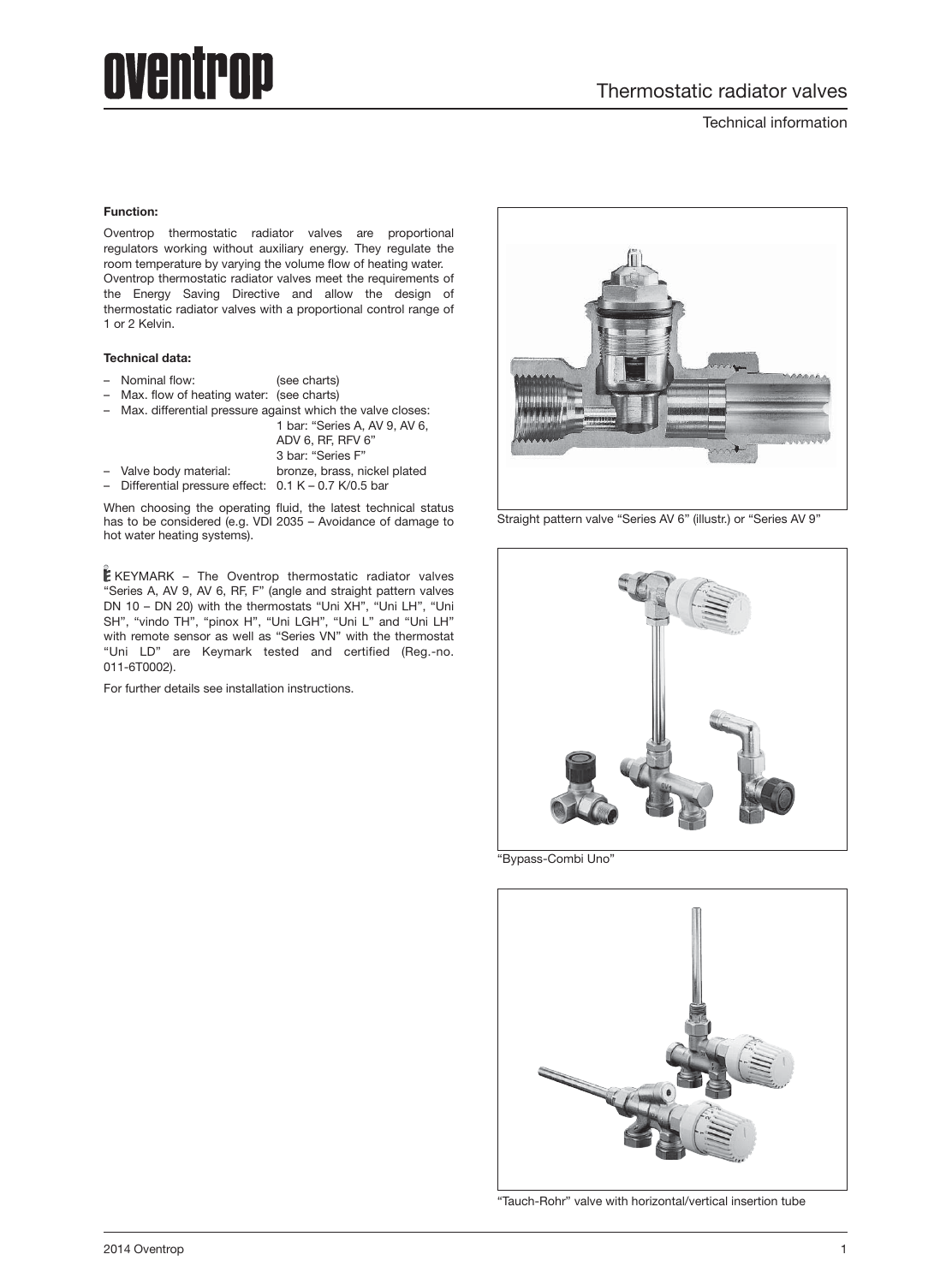# oventrop

## Thermostatic radiator valves

Technical information

**Function:**

Oventrop thermostatic radiator valves are proportional regulators working without auxiliary energy. They regulate the room temperature by varying the volume flow of heating water.
Oventrop thermostatic radiator valves meet the requirements of the Energy Saving Directive and allow the design of thermostatic radiator valves with a proportional control range of 1 or 2 Kelvin.

**Technical data:**

- Nominal flow: (see charts)
- Max. flow of heating water: (see charts)
- Max. differential pressure against which the valve closes:
  1 bar: "Series A, AV 9, AV 6, ADV 6, RF, RFV 6"
  3 bar: "Series F"
- Valve body material: bronze, brass, nickel plated
- Differential pressure effect: 0.1 K – 0.7 K/0.5 bar

When choosing the operating fluid, the latest technical status has to be considered (e.g. VDI 2035 – Avoidance of damage to hot water heating systems).

KEYMARK – The Oventrop thermostatic radiator valves "Series A, AV 9, AV 6, RF, F" (angle and straight pattern valves DN 10 – DN 20) with the thermostats "Uni XH", "Uni LH", "Uni SH", "vindo TH", "pinox H", "Uni LGH", "Uni L" and "Uni LH" with remote sensor as well as "Series VN" with the thermostat "Uni LD" are Keymark tested and certified (Reg.-no. 011-6T0002).

For further details see installation instructions.

Straight pattern valve "Series AV 6" (illustr.) or "Series AV 9"

"Bypass-Combi Uno"

"Tauch-Rohr" valve with horizontal/vertical insertion tube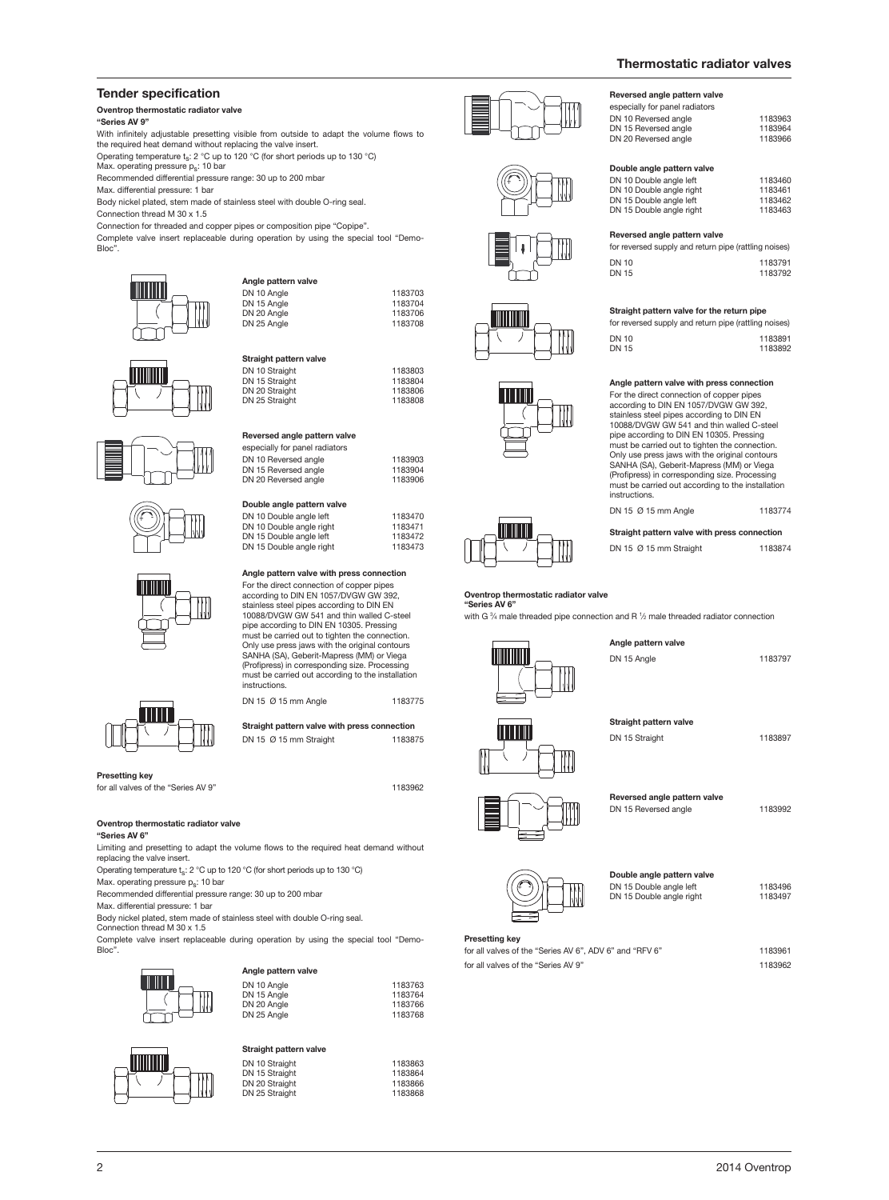## Tender specification

**Oventrop thermostatic radiator valve**
**"Series AV 9"**

With infinitely adjustable presetting visible from outside to adapt the volume flows to the required heat demand without replacing the valve insert.

Operating temperature $t_s$: 2 °C up to 120 °C (for short periods up to 130 °C)
Max. operating pressure $p_s$: 10 bar
Recommended differential pressure range: 30 up to 200 mbar
Max. differential pressure: 1 bar
Body nickel plated, stem made of stainless steel with double O-ring seal.
Connection thread M 30 x 1.5
Connection for threaded and copper pipes or composition pipe "Copipe".
Complete valve insert replaceable during operation by using the special tool "Demo-Bloc".

**Angle pattern valve**

| | |
|---|---|
| DN 10 Angle | 1183703 |
| DN 15 Angle | 1183704 |
| DN 20 Angle | 1183706 |
| DN 25 Angle | 1183708 |

**Straight pattern valve**

| | |
|---|---|
| DN 10 Straight | 1183803 |
| DN 15 Straight | 1183804 |
| DN 20 Straight | 1183806 |
| DN 25 Straight | 1183808 |

**Reversed angle pattern valve**
especially for panel radiators

| | |
|---|---|
| DN 10 Reversed angle | 1183903 |
| DN 15 Reversed angle | 1183904 |
| DN 20 Reversed angle | 1183906 |

**Double angle pattern valve**

| | |
|---|---|
| DN 10 Double angle left | 1183470 |
| DN 10 Double angle right | 1183471 |
| DN 15 Double angle left | 1183472 |
| DN 15 Double angle right | 1183473 |

**Angle pattern valve with press connection**
For the direct connection of copper pipes according to DIN EN 1057/DVGW GW 392, stainless steel pipes according to DIN EN 10088/DVGW GW 541 and thin walled C-steel pipe according to DIN EN 10305. Pressing must be carried out to tighten the connection. Only use press jaws with the original contours SANHA (SA), Geberit-Mapress (MM) or Viega (Profipress) in corresponding size. Processing must be carried out according to the installation instructions.

| | |
|---|---|
| DN 15 Ø 15 mm Angle | 1183775 |

**Straight pattern valve with press connection**

| | |
|---|---|
| DN 15 Ø 15 mm Straight | 1183875 |

**Presetting key**
for all valves of the "Series AV 9" 1183962

**Oventrop thermostatic radiator valve**
**"Series AV 6"**

Limiting and presetting to adapt the volume flows to the required heat demand without replacing the valve insert.

Operating temperature $t_s$: 2 °C up to 120 °C (for short periods up to 130 °C)
Max. operating pressure $p_s$: 10 bar
Recommended differential pressure range: 30 up to 200 mbar
Max. differential pressure: 1 bar
Body nickel plated, stem made of stainless steel with double O-ring seal.
Connection thread M 30 x 1.5
Complete valve insert replaceable during operation by using the special tool "Demo-Bloc".

**Angle pattern valve**

| | |
|---|---|
| DN 10 Angle | 1183763 |
| DN 15 Angle | 1183764 |
| DN 20 Angle | 1183766 |
| DN 25 Angle | 1183768 |

**Straight pattern valve**

| | |
|---|---|
| DN 10 Straight | 1183863 |
| DN 15 Straight | 1183864 |
| DN 20 Straight | 1183866 |
| DN 25 Straight | 1183868 |

**Reversed angle pattern valve**
especially for panel radiators

| | |
|---|---|
| DN 10 Reversed angle | 1183963 |
| DN 15 Reversed angle | 1183964 |
| DN 20 Reversed angle | 1183966 |

**Double angle pattern valve**

| | |
|---|---|
| DN 10 Double angle left | 1183460 |
| DN 10 Double angle right | 1183461 |
| DN 15 Double angle left | 1183462 |
| DN 15 Double angle right | 1183463 |

**Reversed angle pattern valve**
for reversed supply and return pipe (rattling noises)

| | |
|---|---|
| DN 10 | 1183791 |
| DN 15 | 1183792 |

**Straight pattern valve for the return pipe**
for reversed supply and return pipe (rattling noises)

| | |
|---|---|
| DN 10 | 1183891 |
| DN 15 | 1183892 |

**Angle pattern valve with press connection**
For the direct connection of copper pipes according to DIN EN 1057/DVGW GW 392, stainless steel pipes according to DIN EN 10088/DVGW GW 541 and thin walled C-steel pipe according to DIN EN 10305. Pressing must be carried out to tighten the connection. Only use press jaws with the original contours SANHA (SA), Geberit-Mapress (MM) or Viega (Profipress) in corresponding size. Processing must be carried out according to the installation instructions.

| | |
|---|---|
| DN 15 Ø 15 mm Angle | 1183774 |

**Straight pattern valve with press connection**

| | |
|---|---|
| DN 15 Ø 15 mm Straight | 1183874 |

**Oventrop thermostatic radiator valve**
**"Series AV 6"**
with G ¾ male threaded pipe connection and R ½ male threaded radiator connection

**Angle pattern valve**

| | |
|---|---|
| DN 15 Angle | 1183797 |

**Straight pattern valve**

| | |
|---|---|
| DN 15 Straight | 1183897 |

**Reversed angle pattern valve**

| | |
|---|---|
| DN 15 Reversed angle | 1183992 |

**Double angle pattern valve**

| | |
|---|---|
| DN 15 Double angle left | 1183496 |
| DN 15 Double angle right | 1183497 |

**Presetting key**

| | |
|---|---|
| for all valves of the "Series AV 6", ADV 6" and "RFV 6" | 1183961 |
| for all valves of the "Series AV 9" | 1183962 |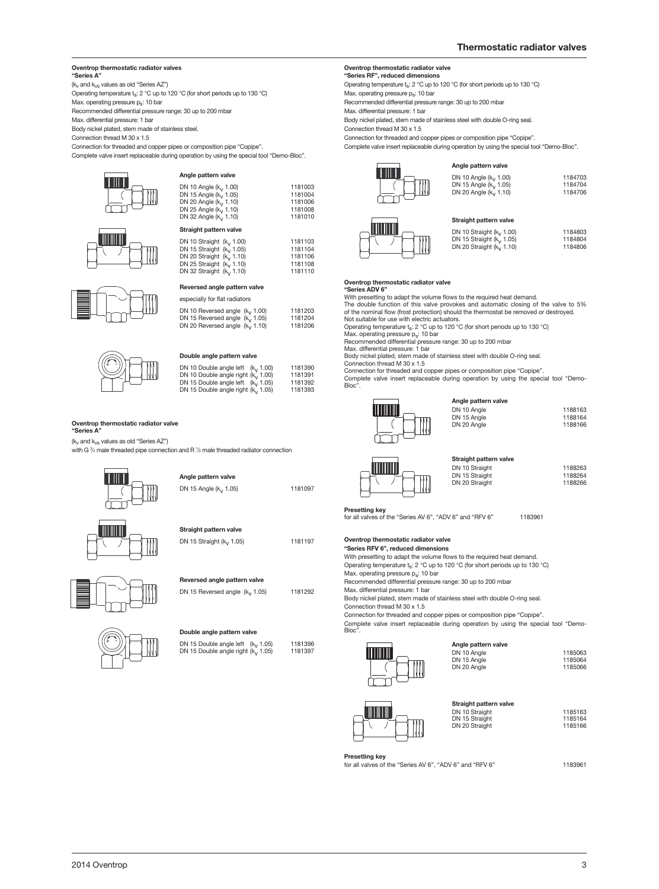## Oentrop thermostatic radiator valves "Series A"

($k_v$ and $k_{vs}$ values as old "Series AZ")

Operating temperature $t_S$: 2 °C up to 120 °C (for short periods up to 130 °C)

Max. operating pressure $p_S$: 10 bar

Recommended differential pressure range: 30 up to 200 mbar

Max. differential pressure: 1 bar

Body nickel plated, stem made of stainless steel.

Connection thread M 30 x 1.5

Connection for threaded and copper pipes or composition pipe "Copipe".

Complete valve insert replaceable during operation by using the special tool "Demo-Bloc".

**Angle pattern valve**

| | |
|---|---|
| DN 10 Angle ($k_v$ 1.00) | 1181003 |
| DN 15 Angle ($k_v$ 1.05) | 1181004 |
| DN 20 Angle ($k_v$ 1.10) | 1181006 |
| DN 25 Angle ($k_v$ 1.10) | 1181008 |
| DN 32 Angle ($k_v$ 1.10) | 1181010 |

**Straight pattern valve**

| | |
|---|---|
| DN 10 Straight ($k_v$ 1.00) | 1181103 |
| DN 15 Straight ($k_v$ 1.05) | 1181104 |
| DN 20 Straight ($k_v$ 1.10) | 1181106 |
| DN 25 Straight ($k_v$ 1.10) | 1181108 |
| DN 32 Straight ($k_v$ 1.10) | 1181110 |

**Reversed angle pattern valve**

especially for flat radiators

| | |
|---|---|
| DN 10 Reversed angle ($k_v$ 1.00) | 1181203 |
| DN 15 Reversed angle ($k_v$ 1.05) | 1181204 |
| DN 20 Reversed angle ($k_v$ 1.10) | 1181206 |

**Double angle pattern valve**

| | |
|---|---|
| DN 10 Double angle left ($k_v$ 1.00) | 1181390 |
| DN 10 Double angle right ($k_v$ 1.00) | 1181391 |
| DN 15 Double angle left ($k_v$ 1.05) | 1181392 |
| DN 15 Double angle right ($k_v$ 1.05) | 1181393 |

## Oventrop thermostatic radiator valve "Series A"

($k_v$ and $k_{vs}$ values as old "Series AZ")

with G ¾ male threaded pipe connection and R ½ male threaded radiator connection

**Angle pattern valve**

| | |
|---|---|
| DN 15 Angle ($k_v$ 1.05) | 1181097 |

**Straight pattern valve**

| | |
|---|---|
| DN 15 Straight ($k_v$ 1.05) | 1181197 |

**Reversed angle pattern valve**

| | |
|---|---|
| DN 15 Reversed angle ($k_v$ 1.05) | 1181292 |

**Double angle pattern valve**

| | |
|---|---|
| DN 15 Double angle left ($k_v$ 1.05) | 1181396 |
| DN 15 Double angle right ($k_v$ 1.05) | 1181397 |

## Oventrop thermostatic radiator valve "Series RF", reduced dimensions

Operating temperature $t_S$: 2 °C up to 120 °C (for short periods up to 130 °C)

Max. operating pressure $p_S$: 10 bar

Recommended differential pressure range: 30 up to 200 mbar

Max. differential pressure: 1 bar

Body nickel plated, stem made of stainless steel with double O-ring seal.

Connection thread M 30 x 1.5

Connection for threaded and copper pipes or composition pipe "Copipe".

Complete valve insert replaceable during operation by using the special tool "Demo-Bloc".

**Angle pattern valve**

| | |
|---|---|
| DN 10 Angle ($k_v$ 1.00) | 1184703 |
| DN 15 Angle ($k_v$ 1.05) | 1184704 |
| DN 20 Angle ($k_v$ 1.10) | 1184706 |

**Straight pattern valve**

| | |
|---|---|
| DN 10 Straight ($k_v$ 1.00) | 1184803 |
| DN 15 Straight ($k_v$ 1.05) | 1184804 |
| DN 20 Straight ($k_v$ 1.10) | 1184806 |

## Oventrop thermostatic radiator valve "Series ADV 6"

With presetting to adapt the volume flows to the required heat demand.

The double function of this valve provokes and automatic closing of the valve to 5% of the nominal flow (frost protection) should the thermostat be removed or destroyed.

Not suitable for use with electric actuators.

Operating temperature $t_S$: 2 °C up to 120 °C (for short periods up to 130 °C)

Max. operating pressure $p_S$: 10 bar

Recommended differential pressure range: 30 up to 200 mbar

Max. differential pressure: 1 bar

Body nickel plated, stem made of stainless steel with double O-ring seal.

Connection thread M 30 x 1.5

Connection for threaded and copper pipes or composition pipe "Copipe".

Complete valve insert replaceable during operation by using the special tool "Demo-Bloc".

**Angle pattern valve**

| | |
|---|---|
| DN 10 Angle | 1188163 |
| DN 15 Angle | 1188164 |
| DN 20 Angle | 1188166 |

**Straight pattern valve**

| | |
|---|---|
| DN 10 Straight | 1188263 |
| DN 15 Straight | 1188264 |
| DN 20 Straight | 1188266 |

**Presetting key**

for all valves of the "Series AV 6", "ADV 6" and "RFV 6" 1183961

## Oventrop thermostatic radiator valve "Series RFV 6", reduced dimensions

With presetting to adapt the volume flows to the required heat demand.

Operating temperature $t_S$: 2 °C up to 120 °C (for short periods up to 130 °C)

Max. operating pressure $p_S$: 10 bar

Recommended differential pressure range: 30 up to 200 mbar

Max. differential pressure: 1 bar

Body nickel plated, stem made of stainless steel with double O-ring seal.

Connection thread M 30 x 1.5

Connection for threaded and copper pipes or composition pipe "Copipe".

Complete valve insert replaceable during operation by using the special tool "Demo-Bloc".

**Angle pattern valve**

| | |
|---|---|
| DN 10 Angle | 1185063 |
| DN 15 Angle | 1185064 |
| DN 20 Angle | 1185066 |

**Straight pattern valve**

| | |
|---|---|
| DN 10 Straight | 1185163 |
| DN 15 Straight | 1185164 |
| DN 20 Straight | 1185166 |

**Presetting key**

for all valves of the "Series AV 6", "ADV 6" and "RFV 6" 1183961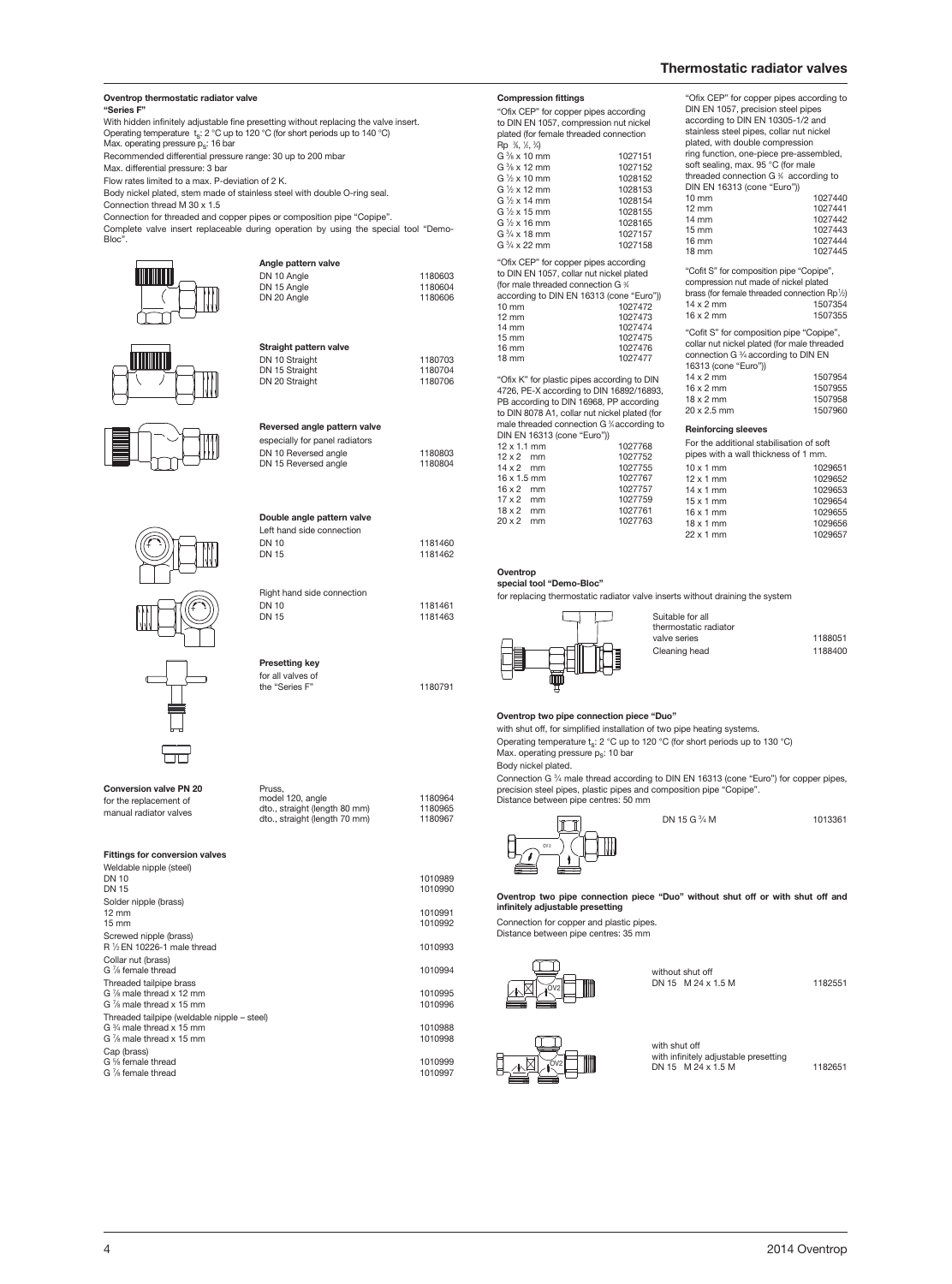### Oventrop thermostatic radiator valve
**"Series F"**

With hidden infinitely adjustable fine presetting without replacing the valve insert.
Operating temperature $t_s$: 2 °C up to 120 °C (for short periods up to 140 °C)
Max. operating pressure $p_s$: 16 bar
Recommended differential pressure range: 30 up to 200 mbar
Max. differential pressure: 3 bar
Flow rates limited to a max. P-deviation of 2 K.
Body nickel plated, stem made of stainless steel with double O-ring seal.
Connection thread M 30 x 1.5
Connection for threaded and copper pipes or composition pipe "Copipe".
Complete valve insert replaceable during operation by using the special tool "Demo-Bloc".

**Angle pattern valve**

| | |
|---|---|
| DN 10 Angle | 1180603 |
| DN 15 Angle | 1180604 |
| DN 20 Angle | 1180606 |

**Straight pattern valve**

| | |
|---|---|
| DN 10 Straight | 1180703 |
| DN 15 Straight | 1180704 |
| DN 20 Straight | 1180706 |

**Reversed angle pattern valve**
especially for panel radiators

| | |
|---|---|
| DN 10 Reversed angle | 1180803 |
| DN 15 Reversed angle | 1180804 |

**Double angle pattern valve**
Left hand side connection

| | |
|---|---|
| DN 10 | 1181460 |
| DN 15 | 1181462 |

Right hand side connection

| | |
|---|---|
| DN 10 | 1181461 |
| DN 15 | 1181463 |

**Presetting key**
for all valves of the "Series F" — 1180791

**Conversion valve PN 20**
for the replacement of manual radiator valves

| | |
|---|---|
| Pruss, model 120, angle | 1180964 |
| dto., straight (length 80 mm) | 1180965 |
| dto., straight (length 70 mm) | 1180967 |

**Fittings for conversion valves**

| | |
|---|---|
| Weldable nipple (steel) | |
| DN 10 | 1010989 |
| DN 15 | 1010990 |
| Solder nipple (brass) | |
| 12 mm | 1010991 |
| 15 mm | 1010992 |
| Screwed nipple (brass) | |
| R ½ EN 10226-1 male thread | 1010993 |
| Collar nut (brass) | |
| G ⅞ female thread | 1010994 |
| Threaded tailpipe brass | |
| G ⅞ male thread x 12 mm | 1010995 |
| G ⅞ male thread x 15 mm | 1010996 |
| Threaded tailpipe (weldable nipple – steel) | |
| G ¾ male thread x 15 mm | 1010988 |
| G ⅞ male thread x 15 mm | 1010998 |
| Cap (brass) | |
| G ⅝ female thread | 1010999 |
| G ⅞ female thread | 1010997 |

### Compression fittings

"Ofix CEP" for copper pipes according to DIN EN 1057, compression nut nickel plated (for female threaded connection Rp ⅜, ½, ¾)

| | |
|---|---|
| G ⅜ x 10 mm | 1027151 |
| G ⅜ x 12 mm | 1027152 |
| G ½ x 10 mm | 1028152 |
| G ½ x 12 mm | 1028153 |
| G ½ x 14 mm | 1028154 |
| G ½ x 15 mm | 1028155 |
| G ½ x 16 mm | 1028165 |
| G ¾ x 18 mm | 1027157 |
| G ¾ x 22 mm | 1027158 |

"Ofix CEP" for copper pipes according to DIN EN 1057, collar nut nickel plated (for male threaded connection G ¾ according to DIN EN 16313 (cone "Euro"))

| | |
|---|---|
| 10 mm | 1027472 |
| 12 mm | 1027473 |
| 14 mm | 1027474 |
| 15 mm | 1027475 |
| 16 mm | 1027476 |
| 18 mm | 1027477 |

"Ofix K" for plastic pipes according to DIN 4726, PE-X according to DIN 16892/16893, PB according to DIN 16968, PP according to DIN 8078 A1, collar nut nickel plated (for male threaded connection G ¾ according to DIN EN 16313 (cone "Euro"))

| | |
|---|---|
| 12 x 1.1 mm | 1027768 |
| 12 x 2 mm | 1027752 |
| 14 x 2 mm | 1027755 |
| 16 x 1.5 mm | 1027767 |
| 16 x 2 mm | 1027757 |
| 17 x 2 mm | 1027759 |
| 18 x 2 mm | 1027761 |
| 20 x 2 mm | 1027763 |

"Ofix CEP" for copper pipes according to DIN EN 1057, precision steel pipes according to DIN EN 10305-1/2 and stainless steel pipes, collar nut nickel plated, with double compression ring function, one-piece pre-assembled, soft sealing, max. 95 °C (for male threaded connection G ¾ according to DIN EN 16313 (cone "Euro"))

| | |
|---|---|
| 10 mm | 1027440 |
| 12 mm | 1027441 |
| 14 mm | 1027442 |
| 15 mm | 1027443 |
| 16 mm | 1027444 |
| 18 mm | 1027445 |

"Cofit S" for composition pipe "Copipe", compression nut made of nickel plated brass (for female threaded connection Rp½)

| | |
|---|---|
| 14 x 2 mm | 1507354 |
| 16 x 2 mm | 1507355 |

"Cofit S" for composition pipe "Copipe", collar nut nickel plated (for male threaded connection G ¾ according to DIN EN 16313 (cone "Euro"))

| | |
|---|---|
| 14 x 2 mm | 1507954 |
| 16 x 2 mm | 1507955 |
| 18 x 2 mm | 1507958 |
| 20 x 2.5 mm | 1507960 |

**Reinforcing sleeves**
For the additional stabilisation of soft pipes with a wall thickness of 1 mm.

| | |
|---|---|
| 10 x 1 mm | 1029651 |
| 12 x 1 mm | 1029652 |
| 14 x 1 mm | 1029653 |
| 15 x 1 mm | 1029654 |
| 16 x 1 mm | 1029655 |
| 18 x 1 mm | 1029656 |
| 22 x 1 mm | 1029657 |

### Oventrop special tool "Demo-Bloc"
for replacing thermostatic radiator valve inserts without draining the system

| | |
|---|---|
| Suitable for all thermostatic radiator valve series | 1188051 |
| Cleaning head | 1188400 |

### Oventrop two pipe connection piece "Duo"
with shut off, for simplified installation of two pipe heating systems.
Operating temperature $t_s$: 2 °C up to 120 °C (for short periods up to 130 °C)
Max. operating pressure $p_s$: 10 bar
Body nickel plated.
Connection G ¾ male thread according to DIN EN 16313 (cone "Euro") for copper pipes, precision steel pipes, plastic pipes and composition pipe "Copipe".
Distance between pipe centres: 50 mm

| | |
|---|---|
| DN 15 G ¾ M | 1013361 |

### Oventrop two pipe connection piece "Duo" without shut off or with shut off and infinitely adjustable presetting
Connection for copper and plastic pipes.
Distance between pipe centres: 35 mm

| | |
|---|---|
| without shut off<br>DN 15 M 24 x 1.5 M | 1182551 |
| with shut off<br>with infinitely adjustable presetting<br>DN 15 M 24 x 1.5 M | 1182651 |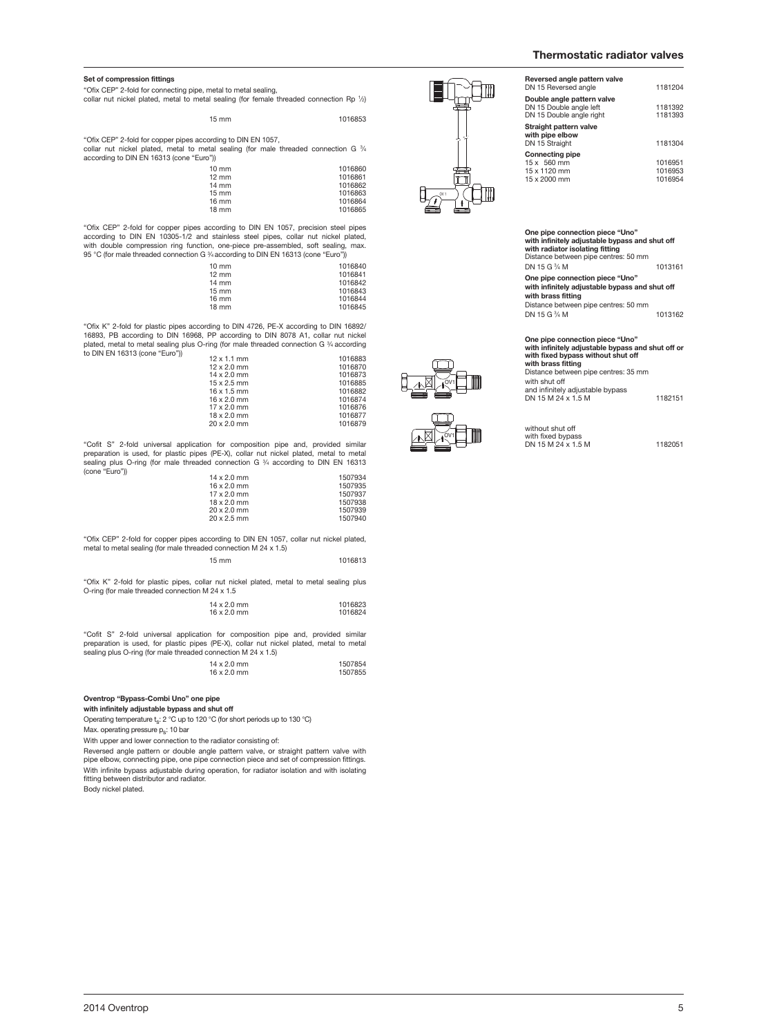**Set of compression fittings**

"Ofix CEP" 2-fold for connecting pipe, metal to metal sealing, collar nut nickel plated, metal to metal sealing (for female threaded connection Rp ½)

| | |
|---|---|
| 15 mm | 1016853 |

"Ofix CEP" 2-fold for copper pipes according to DIN EN 1057, collar nut nickel plated, metal to metal sealing (for male threaded connection G ¾ according to DIN EN 16313 (cone "Euro"))

| | |
|---|---|
| 10 mm | 1016860 |
| 12 mm | 1016861 |
| 14 mm | 1016862 |
| 15 mm | 1016863 |
| 16 mm | 1016864 |
| 18 mm | 1016865 |

"Ofix CEP" 2-fold for copper pipes according to DIN EN 1057, precision steel pipes according to DIN EN 10305-1/2 and stainless steel pipes, collar nut nickel plated, with double compression ring function, one-piece pre-assembled, soft sealing, max. 95 °C (for male threaded connection G ¾ according to DIN EN 16313 (cone "Euro"))

| | |
|---|---|
| 10 mm | 1016840 |
| 12 mm | 1016841 |
| 14 mm | 1016842 |
| 15 mm | 1016843 |
| 16 mm | 1016844 |
| 18 mm | 1016845 |

"Ofix K" 2-fold for plastic pipes according to DIN 4726, PE-X according to DIN 16892/16893, PB according to DIN 16968, PP according to DIN 8078 A1, collar nut nickel plated, metal to metal sealing plus O-ring (for male threaded connection G ¾ according to DIN EN 16313 (cone "Euro"))

| | |
|---|---|
| 12 x 1.1 mm | 1016883 |
| 12 x 2.0 mm | 1016870 |
| 14 x 2.0 mm | 1016873 |
| 15 x 2.5 mm | 1016885 |
| 16 x 1.5 mm | 1016882 |
| 16 x 2.0 mm | 1016874 |
| 17 x 2.0 mm | 1016876 |
| 18 x 2.0 mm | 1016877 |
| 20 x 2.0 mm | 1016879 |

"Cofit S" 2-fold universal application for composition pipe and, provided similar preparation is used, for plastic pipes (PE-X), collar nut nickel plated, metal to metal sealing plus O-ring (for male threaded connection G ¾ according to DIN EN 16313 (cone "Euro"))

| | |
|---|---|
| 14 x 2.0 mm | 1507934 |
| 16 x 2.0 mm | 1507935 |
| 17 x 2.0 mm | 1507937 |
| 18 x 2.0 mm | 1507938 |
| 20 x 2.0 mm | 1507939 |
| 20 x 2.5 mm | 1507940 |

"Ofix CEP" 2-fold for copper pipes according to DIN EN 1057, collar nut nickel plated, metal to metal sealing (for male threaded connection M 24 x 1.5)

| | |
|---|---|
| 15 mm | 1016813 |

"Ofix K" 2-fold for plastic pipes, collar nut nickel plated, metal to metal sealing plus O-ring (for male threaded connection M 24 x 1.5

| | |
|---|---|
| 14 x 2.0 mm | 1016823 |
| 16 x 2.0 mm | 1016824 |

"Cofit S" 2-fold universal application for composition pipe and, provided similar preparation is used, for plastic pipes (PE-X), collar nut nickel plated, metal to metal sealing plus O-ring (for male threaded connection M 24 x 1.5)

| | |
|---|---|
| 14 x 2.0 mm | 1507854 |
| 16 x 2.0 mm | 1507855 |

**Oventrop "Bypass-Combi Uno" one pipe with infinitely adjustable bypass and shut off**

Operating temperature $t_S$: 2 °C up to 120 °C (for short periods up to 130 °C)

Max. operating pressure $p_S$: 10 bar

With upper and lower connection to the radiator consisting of:

Reversed angle pattern or double angle pattern valve, or straight pattern valve with pipe elbow, connecting pipe, one pipe connection piece and set of compression fittings.

With infinite bypass adjustable during operation, for radiator isolation and with isolating fitting between distributor and radiator.

Body nickel plated.

| | |
|---|---|
| **Reversed angle pattern valve** | |
| DN 15 Reversed angle | 1181204 |
| **Double angle pattern valve** | |
| DN 15 Double angle left | 1181392 |
| DN 15 Double angle right | 1181393 |
| **Straight pattern valve with pipe elbow** | |
| DN 15 Straight | 1181304 |
| **Connecting pipe** | |
| 15 x 560 mm | 1016951 |
| 15 x 1120 mm | 1016953 |
| 15 x 2000 mm | 1016954 |

**One pipe connection piece "Uno" with infinitely adjustable bypass and shut off with radiator isolating fitting**
Distance between pipe centres: 50 mm

| | |
|---|---|
| DN 15 G ¾ M | 1013161 |

**One pipe connection piece "Uno" with infinitely adjustable bypass and shut off with brass fitting**
Distance between pipe centres: 50 mm

| | |
|---|---|
| DN 15 G ¾ M | 1013162 |

**One pipe connection piece "Uno" with infinitely adjustable bypass and shut off or with fixed bypass without shut off with brass fitting**
Distance between pipe centres: 35 mm

| | |
|---|---|
| with shut off and infinitely adjustable bypass DN 15 M 24 x 1.5 M | 1182151 |
| without shut off with fixed bypass DN 15 M 24 x 1.5 M | 1182051 |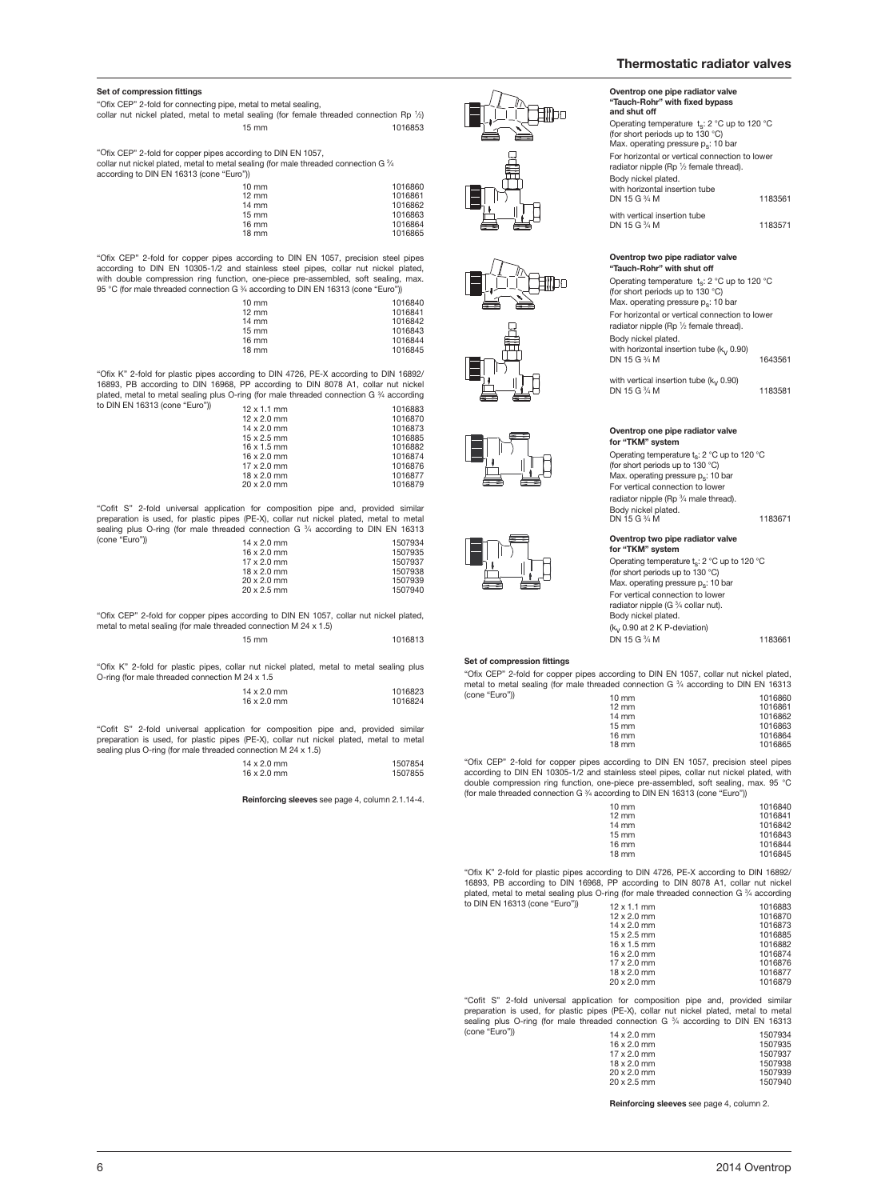### Set of compression fittings

"Ofix CEP" 2-fold for connecting pipe, metal to metal sealing, collar nut nickel plated, metal to metal sealing (for female threaded connection Rp ½)

| | |
|---|---|
| 15 mm | 1016853 |

"Ofix CEP" 2-fold for copper pipes according to DIN EN 1057, collar nut nickel plated, metal to metal sealing (for male threaded connection G ¾ according to DIN EN 16313 (cone "Euro"))

| | |
|---|---|
| 10 mm | 1016860 |
| 12 mm | 1016861 |
| 14 mm | 1016862 |
| 15 mm | 1016863 |
| 16 mm | 1016864 |
| 18 mm | 1016865 |

"Ofix CEP" 2-fold for copper pipes according to DIN EN 1057, precision steel pipes according to DIN EN 10305-1/2 and stainless steel pipes, collar nut nickel plated, with double compression ring function, one-piece pre-assembled, soft sealing, max. 95 °C (for male threaded connection G ¾ according to DIN EN 16313 (cone "Euro"))

| | |
|---|---|
| 10 mm | 1016840 |
| 12 mm | 1016841 |
| 14 mm | 1016842 |
| 15 mm | 1016843 |
| 16 mm | 1016844 |
| 18 mm | 1016845 |

"Ofix K" 2-fold for plastic pipes according to DIN 4726, PE-X according to DIN 16892/16893, PB according to DIN 16968, PP according to DIN 8078 A1, collar nut nickel plated, metal to metal sealing plus O-ring (for male threaded connection G ¾ according to DIN EN 16313 (cone "Euro"))

| | |
|---|---|
| 12 x 1.1 mm | 1016883 |
| 12 x 2.0 mm | 1016870 |
| 14 x 2.0 mm | 1016873 |
| 15 x 2.5 mm | 1016885 |
| 16 x 1.5 mm | 1016882 |
| 16 x 2.0 mm | 1016874 |
| 17 x 2.0 mm | 1016876 |
| 18 x 2.0 mm | 1016877 |
| 20 x 2.0 mm | 1016879 |

"Cofit S" 2-fold universal application for composition pipe and, provided similar preparation is used, for plastic pipes (PE-X), collar nut nickel plated, metal to metal sealing plus O-ring (for male threaded connection G ¾ according to DIN EN 16313 (cone "Euro"))

| | |
|---|---|
| 14 x 2.0 mm | 1507934 |
| 16 x 2.0 mm | 1507935 |
| 17 x 2.0 mm | 1507937 |
| 18 x 2.0 mm | 1507938 |
| 20 x 2.0 mm | 1507939 |
| 20 x 2.5 mm | 1507940 |

"Ofix CEP" 2-fold for copper pipes according to DIN EN 1057, collar nut nickel plated, metal to metal sealing (for male threaded connection M 24 x 1.5)

| | |
|---|---|
| 15 mm | 1016813 |

"Ofix K" 2-fold for plastic pipes, collar nut nickel plated, metal to metal sealing plus O-ring (for male threaded connection M 24 x 1.5

| | |
|---|---|
| 14 x 2.0 mm | 1016823 |
| 16 x 2.0 mm | 1016824 |

"Cofit S" 2-fold universal application for composition pipe and, provided similar preparation is used, for plastic pipes (PE-X), collar nut nickel plated, metal to metal sealing plus O-ring (for male threaded connection M 24 x 1.5)

| | |
|---|---|
| 14 x 2.0 mm | 1507854 |
| 16 x 2.0 mm | 1507855 |

**Reinforcing sleeves** see page 4, column 2.1.14-4.

### Oventrop one pipe radiator valve "Tauch-Rohr" with fixed bypass and shut off

Operating temperature $t_s$: 2 °C up to 120 °C (for short periods up to 130 °C)
Max. operating pressure $p_s$: 10 bar
For horizontal or vertical connection to lower radiator nipple (Rp ½ female thread).
Body nickel plated.

| | |
|---|---|
| with horizontal insertion tube DN 15 G ¾ M | 1183561 |
| with vertical insertion tube DN 15 G ¾ M | 1183571 |

### Oventrop two pipe radiator valve "Tauch-Rohr" with shut off

Operating temperature $t_s$: 2 °C up to 120 °C (for short periods up to 130 °C)
Max. operating pressure $p_s$: 10 bar
For horizontal or vertical connection to lower radiator nipple (Rp ½ female thread).
Body nickel plated.

| | |
|---|---|
| with horizontal insertion tube ($k_v$ 0.90) DN 15 G ¾ M | 1643561 |
| with vertical insertion tube ($k_v$ 0.90) DN 15 G ¾ M | 1183581 |

### Oventrop one pipe radiator valve for "TKM" system

Operating temperature $t_s$: 2 °C up to 120 °C (for short periods up to 130 °C)
Max. operating pressure $p_s$: 10 bar
For vertical connection to lower radiator nipple (Rp ¾ male thread).
Body nickel plated.

| | |
|---|---|
| DN 15 G ¾ M | 1183671 |

### Oventrop two pipe radiator valve for "TKM" system

Operating temperature $t_s$: 2 °C up to 120 °C (for short periods up to 130 °C)
Max. operating pressure $p_s$: 10 bar
For vertical connection to lower radiator nipple (G ¾ collar nut).
Body nickel plated.
($k_v$ 0.90 at 2 K P-deviation)

| | |
|---|---|
| DN 15 G ¾ M | 1183661 |

### Set of compression fittings

"Ofix CEP" 2-fold for copper pipes according to DIN EN 1057, collar nut nickel plated, metal to metal sealing (for male threaded connection G ¾ according to DIN EN 16313 (cone "Euro"))

| | |
|---|---|
| 10 mm | 1016860 |
| 12 mm | 1016861 |
| 14 mm | 1016862 |
| 15 mm | 1016863 |
| 16 mm | 1016864 |
| 18 mm | 1016865 |

"Ofix CEP" 2-fold for copper pipes according to DIN EN 1057, precision steel pipes according to DIN EN 10305-1/2 and stainless steel pipes, collar nut nickel plated, with double compression ring function, one-piece pre-assembled, soft sealing, max. 95 °C (for male threaded connection G ¾ according to DIN EN 16313 (cone "Euro"))

| | |
|---|---|
| 10 mm | 1016840 |
| 12 mm | 1016841 |
| 14 mm | 1016842 |
| 15 mm | 1016843 |
| 16 mm | 1016844 |
| 18 mm | 1016845 |

"Ofix K" 2-fold for plastic pipes according to DIN 4726, PE-X according to DIN 16892/16893, PB according to DIN 16968, PP according to DIN 8078 A1, collar nut nickel plated, metal to metal sealing plus O-ring (for male threaded connection G ¾ according to DIN EN 16313 (cone "Euro"))

| | |
|---|---|
| 12 x 1.1 mm | 1016883 |
| 12 x 2.0 mm | 1016870 |
| 14 x 2.0 mm | 1016873 |
| 15 x 2.5 mm | 1016885 |
| 16 x 1.5 mm | 1016882 |
| 16 x 2.0 mm | 1016874 |
| 17 x 2.0 mm | 1016876 |
| 18 x 2.0 mm | 1016877 |
| 20 x 2.0 mm | 1016879 |

"Cofit S" 2-fold universal application for composition pipe and, provided similar preparation is used, for plastic pipes (PE-X), collar nut nickel plated, metal to metal sealing plus O-ring (for male threaded connection G ¾ according to DIN EN 16313 (cone "Euro"))

| | |
|---|---|
| 14 x 2.0 mm | 1507934 |
| 16 x 2.0 mm | 1507935 |
| 17 x 2.0 mm | 1507937 |
| 18 x 2.0 mm | 1507938 |
| 20 x 2.0 mm | 1507939 |
| 20 x 2.5 mm | 1507940 |

**Reinforcing sleeves** see page 4, column 2.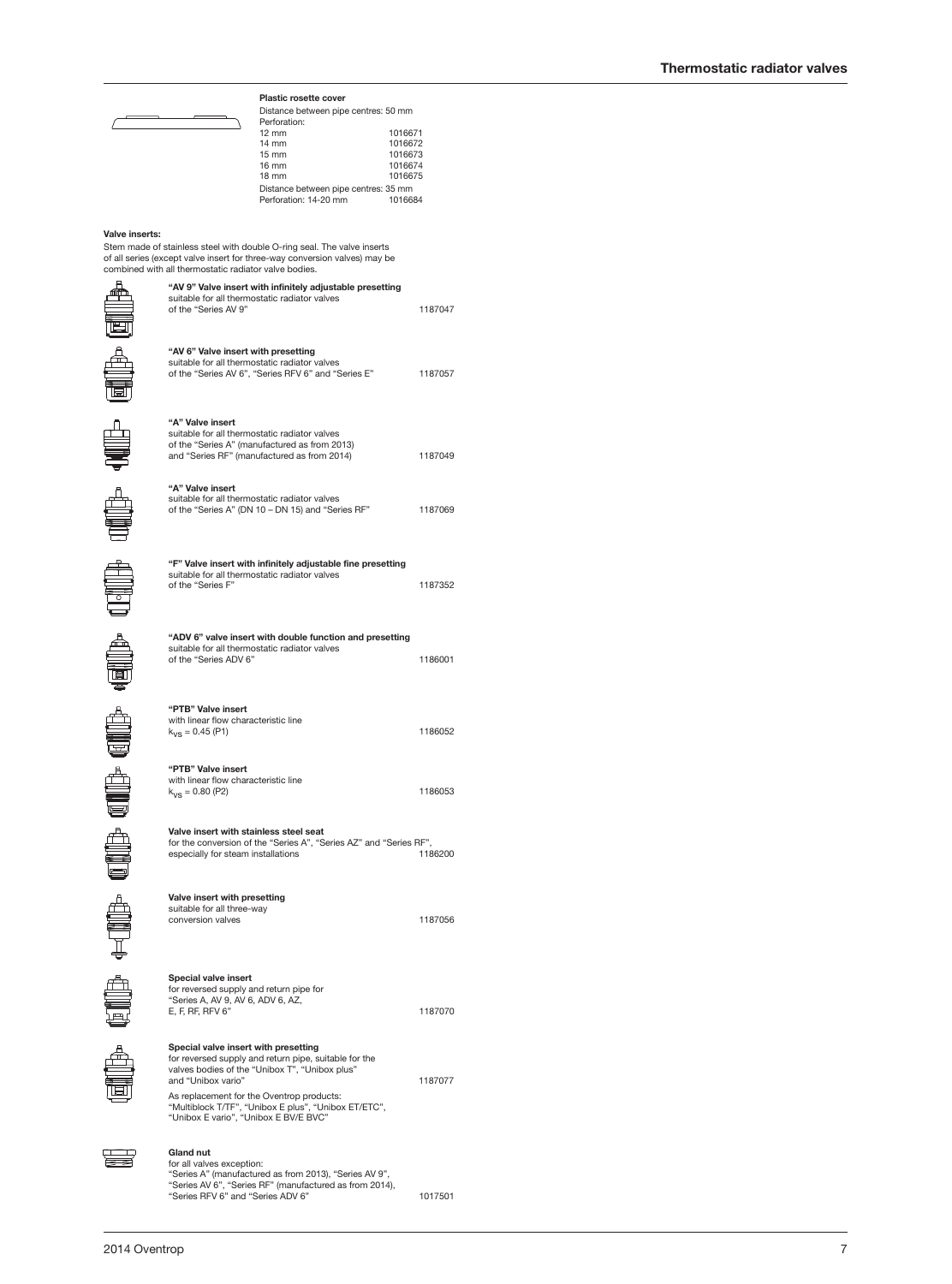**Plastic rosette cover**

Distance between pipe centres: 50 mm

Perforation:

| | |
|---|---|
| 12 mm | 1016671 |
| 14 mm | 1016672 |
| 15 mm | 1016673 |
| 16 mm | 1016674 |
| 18 mm | 1016675 |

Distance between pipe centres: 35 mm

| | |
|---|---|
| Perforation: 14-20 mm | 1016684 |

**Valve inserts:**

Stem made of stainless steel with double O-ring seal. The valve inserts of all series (except valve insert for three-way conversion valves) may be combined with all thermostatic radiator valve bodies.

| | |
|---|---|
| **"AV 9" Valve insert with infinitely adjustable presetting** suitable for all thermostatic radiator valves of the "Series AV 9" | 1187047 |
| **"AV 6" Valve insert with presetting** suitable for all thermostatic radiator valves of the "Series AV 6", "Series RFV 6" and "Series E" | 1187057 |
| **"A" Valve insert** suitable for all thermostatic radiator valves of the "Series A" (manufactured as from 2013) and "Series RF" (manufactured as from 2014) | 1187049 |
| **"A" Valve insert** suitable for all thermostatic radiator valves of the "Series A" (DN 10 – DN 15) and "Series RF" | 1187069 |
| **"F" Valve insert with infinitely adjustable fine presetting** suitable for all thermostatic radiator valves of the "Series F" | 1187352 |
| **"ADV 6" valve insert with double function and presetting** suitable for all thermostatic radiator valves of the "Series ADV 6" | 1186001 |
| **"PTB" Valve insert** with linear flow characteristic line $k_{VS}$ = 0.45 (P1) | 1186052 |
| **"PTB" Valve insert** with linear flow characteristic line $k_{VS}$ = 0.80 (P2) | 1186053 |
| **Valve insert with stainless steel seat** for the conversion of the "Series A", "Series AZ" and "Series RF", especially for steam installations | 1186200 |
| **Valve insert with presetting** suitable for all three-way conversion valves | 1187056 |
| **Special valve insert** for reversed supply and return pipe for "Series A, AV 9, AV 6, ADV 6, AZ, E, F, RF, RFV 6" | 1187070 |
| **Special valve insert with presetting** for reversed supply and return pipe, suitable for the valves bodies of the "Unibox T", "Unibox plus" and "Unibox vario"<br>As replacement for the Oventrop products: "Multiblock T/TF", "Unibox E plus", "Unibox ET/ETC", "Unibox E vario", "Unibox E BV/E BVC" | 1187077 |
| **Gland nut** for all valves exception: "Series A" (manufactured as from 2013), "Series AV 9", "Series AV 6", "Series RF" (manufactured as from 2014), "Series RFV 6" and "Series ADV 6" | 1017501 |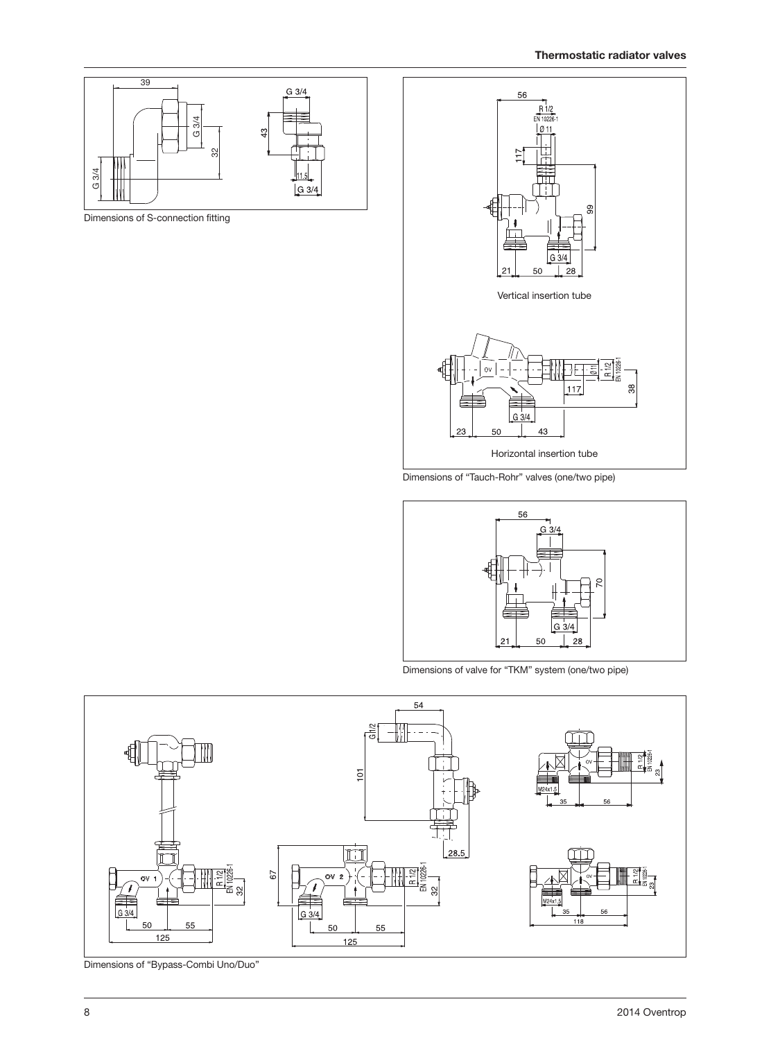Dimensions of S-connection fitting

Vertical insertion tube

Horizontal insertion tube

Dimensions of "Tauch-Rohr" valves (one/two pipe)

Dimensions of valve for "TKM" system (one/two pipe)

Dimensions of "Bypass-Combi Uno/Duo"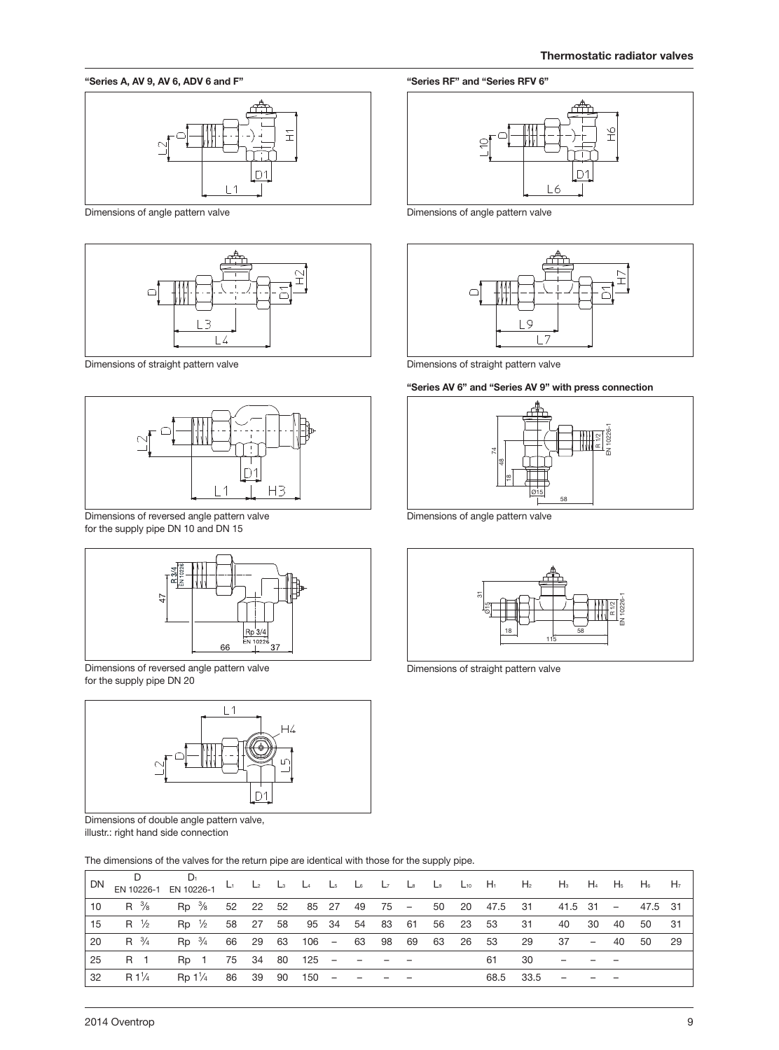**"Series A, AV 9, AV 6, ADV 6 and F"**

Dimensions of angle pattern valve

Dimensions of straight pattern valve

Dimensions of reversed angle pattern valve for the supply pipe DN 10 and DN 15

Dimensions of reversed angle pattern valve for the supply pipe DN 20

Dimensions of double angle pattern valve, illustr.: right hand side connection

**"Series RF" and "Series RFV 6"**

Dimensions of angle pattern valve

Dimensions of straight pattern valve

**"Series AV 6" and "Series AV 9" with press connection**

Dimensions of angle pattern valve

Dimensions of straight pattern valve

The dimensions of the valves for the return pipe are identical with those for the supply pipe.

| DN | D EN 10226-1 | $D_1$ EN 10226-1 | $L_1$ | $L_2$ | $L_3$ | $L_4$ | $L_5$ | $L_6$ | $L_7$ | $L_8$ | $L_9$ | $L_{10}$ | $H_1$ | $H_2$ | $H_3$ | $H_4$ | $H_5$ | $H_6$ | $H_7$ |
|---|---|---|---|---|---|---|---|---|---|---|---|---|---|---|---|---|---|---|---|
| 10 | R ⅜ | Rp ⅜ | 52 | 22 | 52 | 85 | 27 | 49 | 75 | – | 50 | 20 | 47.5 | 31 | 41.5 | 31 | – | 47.5 | 31 |
| 15 | R ½ | Rp ½ | 58 | 27 | 58 | 95 | 34 | 54 | 83 | 61 | 56 | 23 | 53 | 31 | 40 | 30 | 40 | 50 | 31 |
| 20 | R ¾ | Rp ¾ | 66 | 29 | 63 | 106 | – | 63 | 98 | 69 | 63 | 26 | 53 | 29 | 37 | – | 40 | 50 | 29 |
| 25 | R 1 | Rp 1 | 75 | 34 | 80 | 125 | – | – | – | – | | | 61 | 30 | – | – | – | | |
| 32 | R 1¼ | Rp 1¼ | 86 | 39 | 90 | 150 | – | – | – | – | | | 68.5 | 33.5 | – | – | – | | |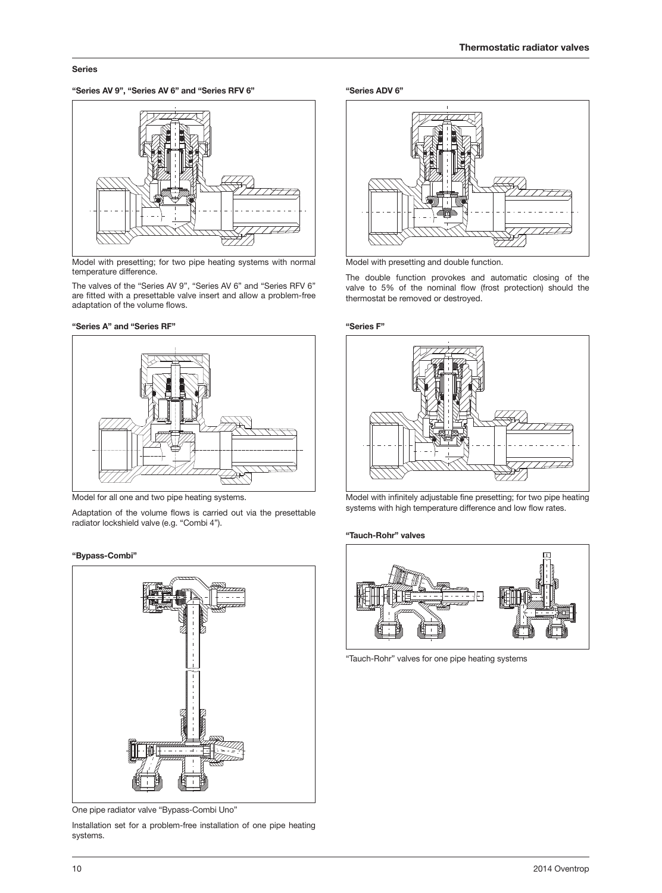## Series

### "Series AV 9", "Series AV 6" and "Series RFV 6"

Model with presetting; for two pipe heating systems with normal temperature difference.

The valves of the "Series AV 9", "Series AV 6" and "Series RFV 6" are fitted with a presettable valve insert and allow a problem-free adaptation of the volume flows.

### "Series A" and "Series RF"

Model for all one and two pipe heating systems.

Adaptation of the volume flows is carried out via the presettable radiator lockshield valve (e.g. "Combi 4").

### "Bypass-Combi"

One pipe radiator valve "Bypass-Combi Uno"

Installation set for a problem-free installation of one pipe heating systems.

### "Series ADV 6"

Model with presetting and double function.

The double function provokes and automatic closing of the valve to 5% of the nominal flow (frost protection) should the thermostat be removed or destroyed.

### "Series F"

Model with infinitely adjustable fine presetting; for two pipe heating systems with high temperature difference and low flow rates.

### "Tauch-Rohr" valves

"Tauch-Rohr" valves for one pipe heating systems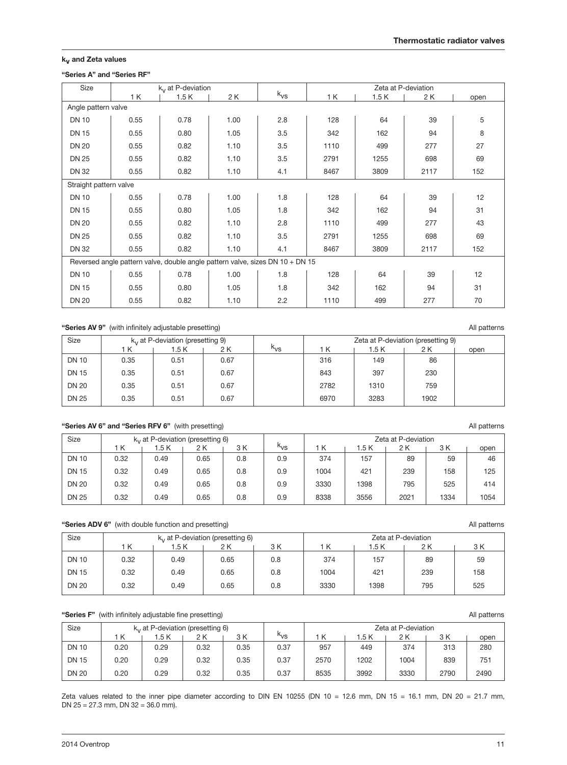### $k_v$ and Zeta values

**"Series A" and "Series RF"**

| Size | $k_v$ at P-deviation | | | $k_{vs}$ | Zeta at P-deviation | | | |
|---|---|---|---|---|---|---|---|---|
| | 1 K | 1.5 K | 2 K | | 1 K | 1.5 K | 2 K | open |
| Angle pattern valve | | | | | | | | |
| DN 10 | 0.55 | 0.78 | 1.00 | 2.8 | 128 | 64 | 39 | 5 |
| DN 15 | 0.55 | 0.80 | 1.05 | 3.5 | 342 | 162 | 94 | 8 |
| DN 20 | 0.55 | 0.82 | 1.10 | 3.5 | 1110 | 499 | 277 | 27 |
| DN 25 | 0.55 | 0.82 | 1.10 | 3.5 | 2791 | 1255 | 698 | 69 |
| DN 32 | 0.55 | 0.82 | 1.10 | 4.1 | 8467 | 3809 | 2117 | 152 |
| Straight pattern valve | | | | | | | | |
| DN 10 | 0.55 | 0.78 | 1.00 | 1.8 | 128 | 64 | 39 | 12 |
| DN 15 | 0.55 | 0.80 | 1.05 | 1.8 | 342 | 162 | 94 | 31 |
| DN 20 | 0.55 | 0.82 | 1.10 | 2.8 | 1110 | 499 | 277 | 43 |
| DN 25 | 0.55 | 0.82 | 1.10 | 3.5 | 2791 | 1255 | 698 | 69 |
| DN 32 | 0.55 | 0.82 | 1.10 | 4.1 | 8467 | 3809 | 2117 | 152 |
| Reversed angle pattern valve, double angle pattern valve, sizes DN 10 + DN 15 | | | | | | | | |
| DN 10 | 0.55 | 0.78 | 1.00 | 1.8 | 128 | 64 | 39 | 12 |
| DN 15 | 0.55 | 0.80 | 1.05 | 1.8 | 342 | 162 | 94 | 31 |
| DN 20 | 0.55 | 0.82 | 1.10 | 2.2 | 1110 | 499 | 277 | 70 |

**"Series AV 9"** (with infinitely adjustable presetting) All patterns

| Size | $k_v$ at P-deviation (presetting 9) | | | $k_{vs}$ | Zeta at P-deviation (presetting 9) | | | |
|---|---|---|---|---|---|---|---|---|
| | 1 K | 1.5 K | 2 K | | 1 K | 1.5 K | 2 K | open |
| DN 10 | 0.35 | 0.51 | 0.67 | | 316 | 149 | 86 | |
| DN 15 | 0.35 | 0.51 | 0.67 | | 843 | 397 | 230 | |
| DN 20 | 0.35 | 0.51 | 0.67 | | 2782 | 1310 | 759 | |
| DN 25 | 0.35 | 0.51 | 0.67 | | 6970 | 3283 | 1902 | |

**"Series AV 6" and "Series RFV 6"** (with presetting) All patterns

| Size | $k_v$ at P-deviation (presetting 6) | | | | $k_{vs}$ | Zeta at P-deviation | | | | |
|---|---|---|---|---|---|---|---|---|---|---|
| | 1 K | 1.5 K | 2 K | 3 K | | 1 K | 1.5 K | 2 K | 3 K | open |
| DN 10 | 0.32 | 0.49 | 0.65 | 0.8 | 0.9 | 374 | 157 | 89 | 59 | 46 |
| DN 15 | 0.32 | 0.49 | 0.65 | 0.8 | 0.9 | 1004 | 421 | 239 | 158 | 125 |
| DN 20 | 0.32 | 0.49 | 0.65 | 0.8 | 0.9 | 3330 | 1398 | 795 | 525 | 414 |
| DN 25 | 0.32 | 0.49 | 0.65 | 0.8 | 0.9 | 8338 | 3556 | 2021 | 1334 | 1054 |

**"Series ADV 6"** (with double function and presetting) All patterns

| Size | $k_v$ at P-deviation (presetting 6) | | | | Zeta at P-deviation | | | |
|---|---|---|---|---|---|---|---|---|
| | 1 K | 1.5 K | 2 K | 3 K | 1 K | 1.5 K | 2 K | 3 K |
| DN 10 | 0.32 | 0.49 | 0.65 | 0.8 | 374 | 157 | 89 | 59 |
| DN 15 | 0.32 | 0.49 | 0.65 | 0.8 | 1004 | 421 | 239 | 158 |
| DN 20 | 0.32 | 0.49 | 0.65 | 0.8 | 3330 | 1398 | 795 | 525 |

**"Series F"** (with infinitely adjustable fine presetting) All patterns

| Size | $k_v$ at P-deviation (presetting 6) | | | | $k_{vs}$ | Zeta at P-deviation | | | | |
|---|---|---|---|---|---|---|---|---|---|---|
| | 1 K | 1.5 K | 2 K | 3 K | | 1 K | 1.5 K | 2 K | 3 K | open |
| DN 10 | 0.20 | 0.29 | 0.32 | 0.35 | 0.37 | 957 | 449 | 374 | 313 | 280 |
| DN 15 | 0.20 | 0.29 | 0.32 | 0.35 | 0.37 | 2570 | 1202 | 1004 | 839 | 751 |
| DN 20 | 0.20 | 0.29 | 0.32 | 0.35 | 0.37 | 8535 | 3992 | 3330 | 2790 | 2490 |

Zeta values related to the inner pipe diameter according to DIN EN 10255 (DN 10 = 12.6 mm, DN 15 = 16.1 mm, DN 20 = 21.7 mm, DN 25 = 27.3 mm, DN 32 = 36.0 mm).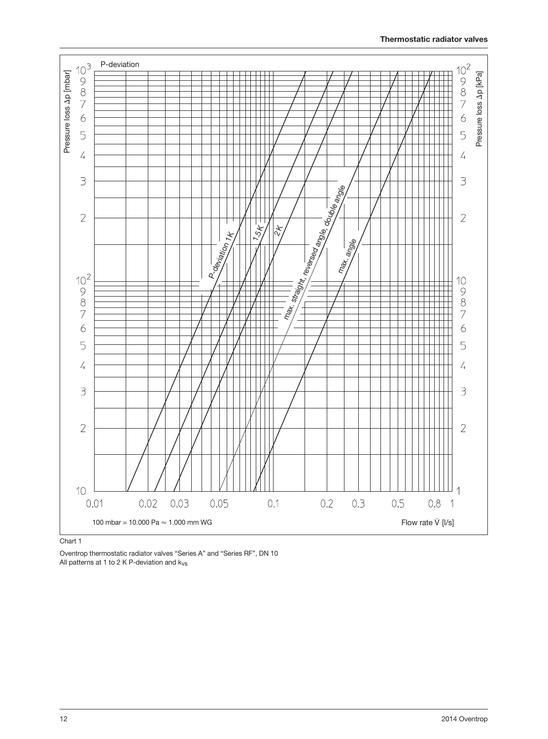P-deviation

Pressure loss Δp [mbar]

Pressure loss Δp [kPa]

P-deviation 1K

1.5K

2K

max. straight, reversed angle, double angle

max. angle

100 mbar = 10.000 Pa ≈ 1.000 mm WG

Flow rate $\dot{V}$ [l/s]

Chart 1

Oventrop thermostatic radiator valves "Series A" and "Series RF", DN 10
All patterns at 1 to 2 K P-deviation and $k_{vs}$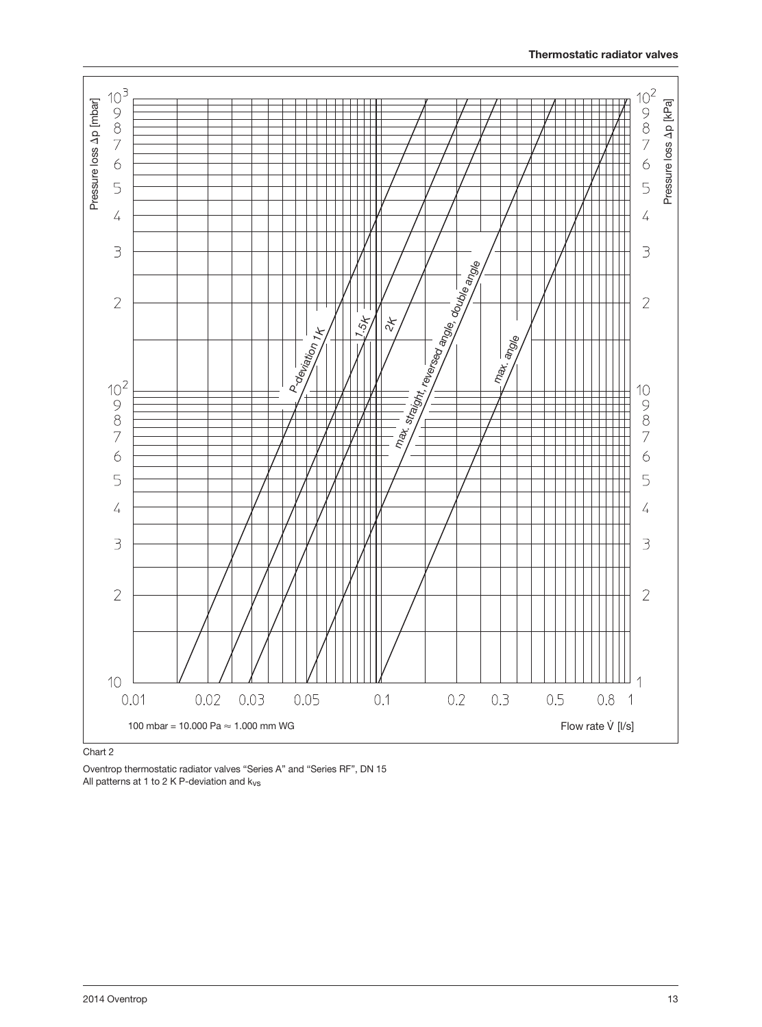Pressure loss Δp [mbar]

Pressure loss Δp [kPa]

P-deviation 1 K

1.5K

2K

max. straight, reversed angle, double angle

max. angle

100 mbar = 10.000 Pa ≈ 1.000 mm WG

Flow rate $\dot{V}$ [l/s]

Chart 2

Oventrop thermostatic radiator valves "Series A" and "Series RF", DN 15
All patterns at 1 to 2 K P-deviation and $k_{vs}$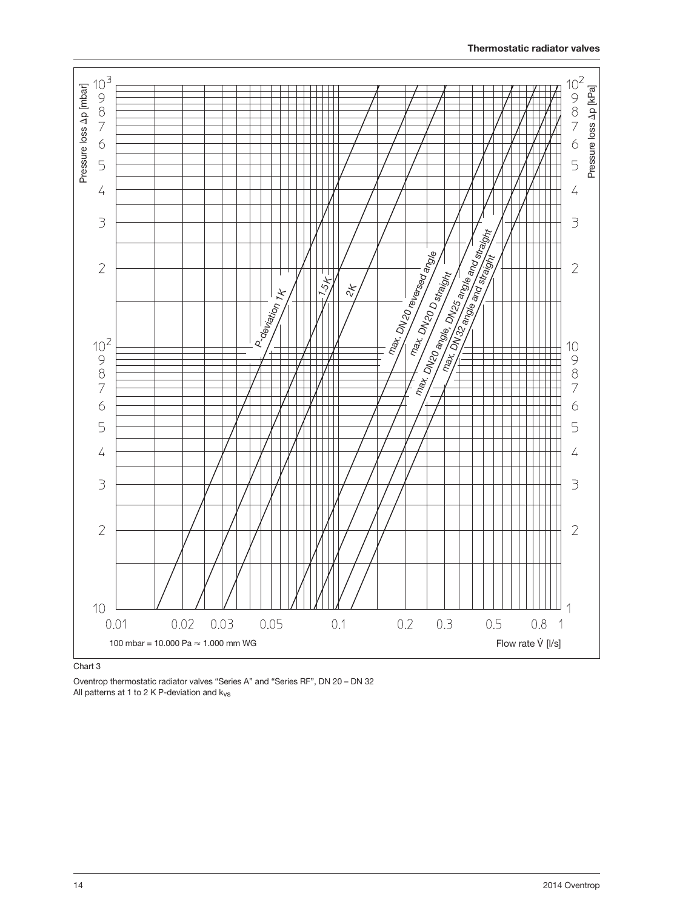Pressure loss Δp [mbar]

Pressure loss Δp [kPa]

P-deviation 1K

1.5K

2K

max. DN20 reversed angle

max. DN20 D straight

max. DN20 angle, DN25 angle and straight

max. DN32 angle and straight

100 mbar = 10.000 Pa ≈ 1.000 mm WG

Flow rate $\dot{V}$ [l/s]

Chart 3

Oventrop thermostatic radiator valves “Series A” and “Series RF”, DN 20 – DN 32
All patterns at 1 to 2 K P-deviation and $k_{vs}$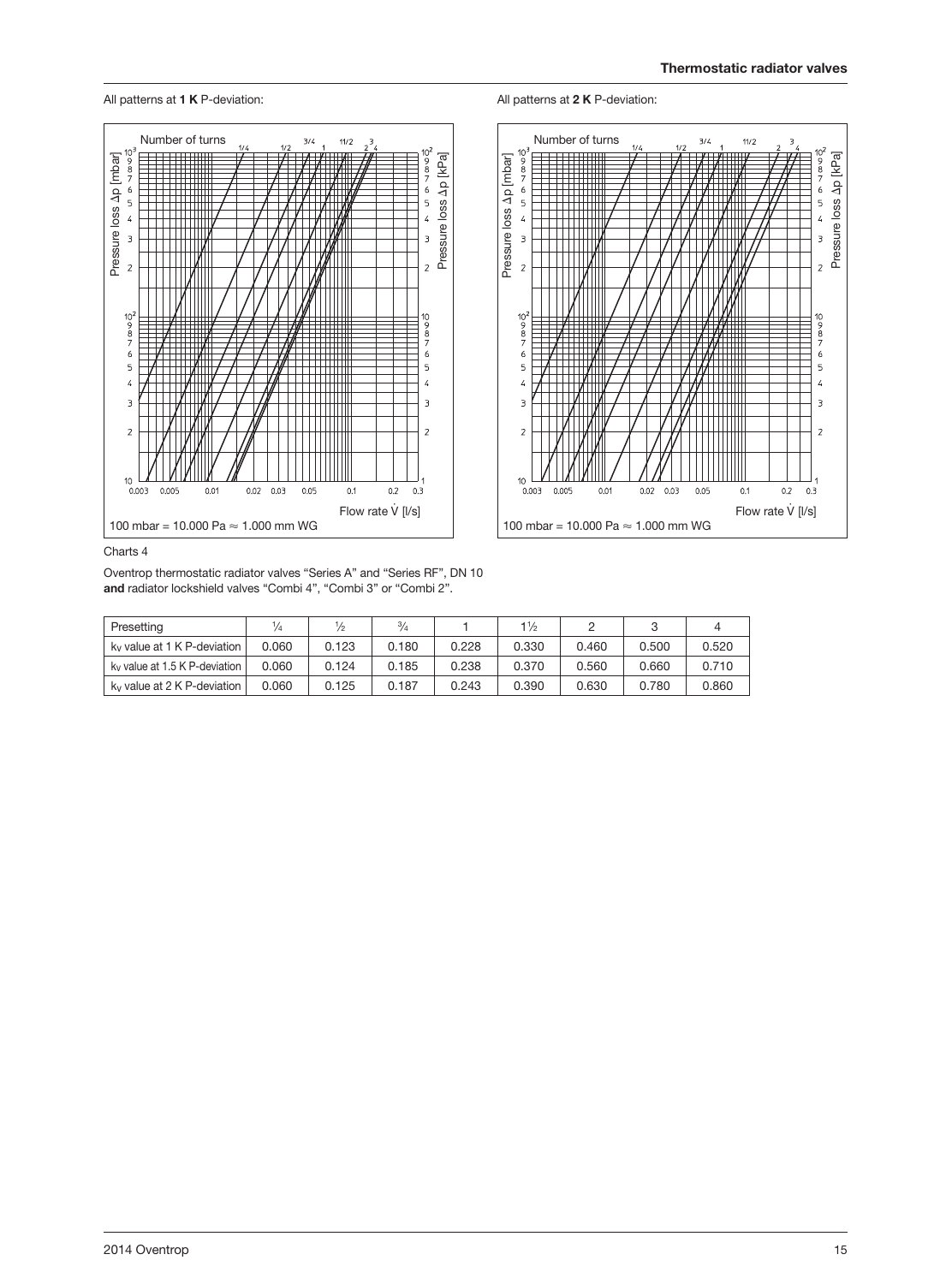All patterns at **1 K** P-deviation:

All patterns at **2 K** P-deviation:

Charts 4

Oventrop thermostatic radiator valves "Series A" and "Series RF", DN 10 **and** radiator lockshield valves "Combi 4", "Combi 3" or "Combi 2".

| Presetting | ¼ | ½ | ¾ | 1 | 1½ | 2 | 3 | 4 |
|---|---|---|---|---|---|---|---|---|
| $k_V$ value at 1 K P-deviation | 0.060 | 0.123 | 0.180 | 0.228 | 0.330 | 0.460 | 0.500 | 0.520 |
| $k_V$ value at 1.5 K P-deviation | 0.060 | 0.124 | 0.185 | 0.238 | 0.370 | 0.560 | 0.660 | 0.710 |
| $k_V$ value at 2 K P-deviation | 0.060 | 0.125 | 0.187 | 0.243 | 0.390 | 0.630 | 0.780 | 0.860 |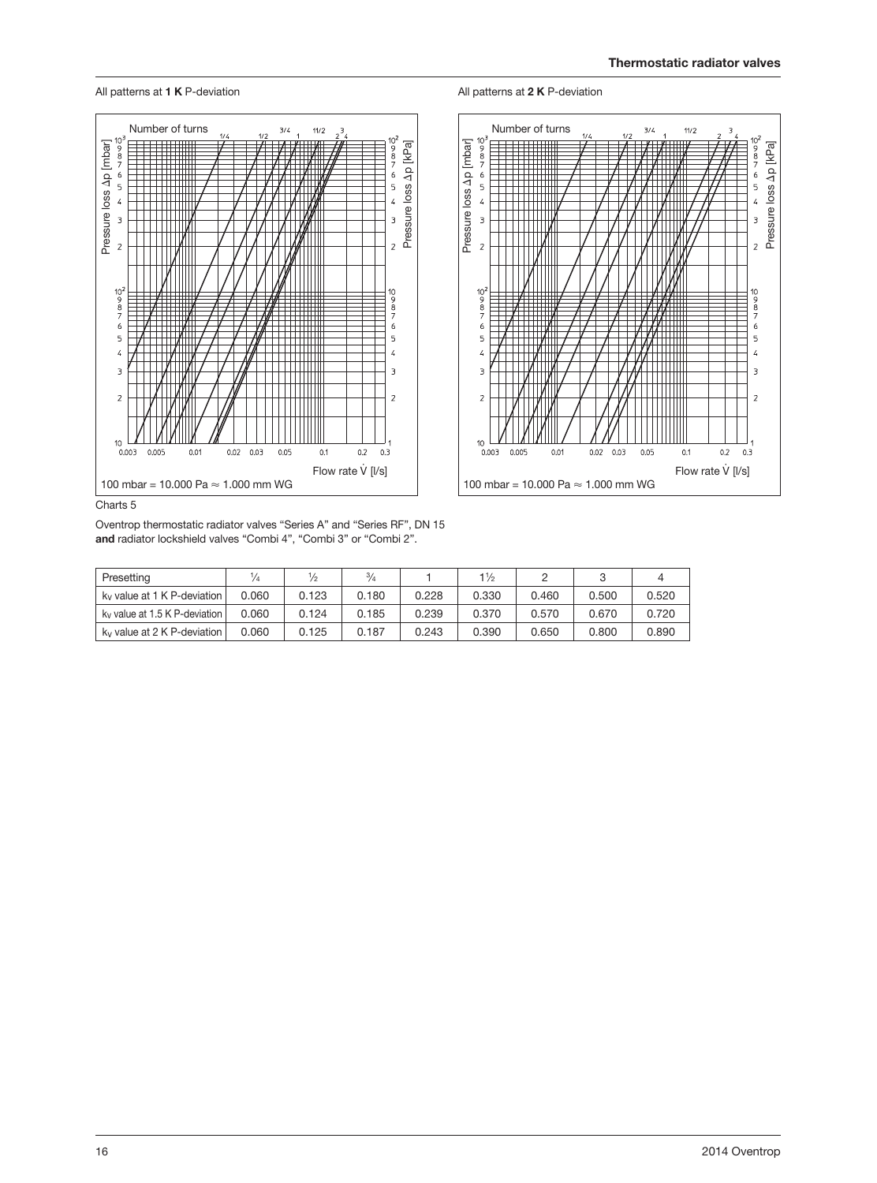All patterns at **1 K** P-deviation

All patterns at **2 K** P-deviation

Charts 5

Oventrop thermostatic radiator valves "Series A" and "Series RF", DN 15 **and** radiator lockshield valves "Combi 4", "Combi 3" or "Combi 2".

| Presetting | ¼ | ½ | ¾ | 1 | 1½ | 2 | 3 | 4 |
|---|---|---|---|---|---|---|---|---|
| $k_v$ value at 1 K P-deviation | 0.060 | 0.123 | 0.180 | 0.228 | 0.330 | 0.460 | 0.500 | 0.520 |
| $k_v$ value at 1.5 K P-deviation | 0.060 | 0.124 | 0.185 | 0.239 | 0.370 | 0.570 | 0.670 | 0.720 |
| $k_v$ value at 2 K P-deviation | 0.060 | 0.125 | 0.187 | 0.243 | 0.390 | 0.650 | 0.800 | 0.890 |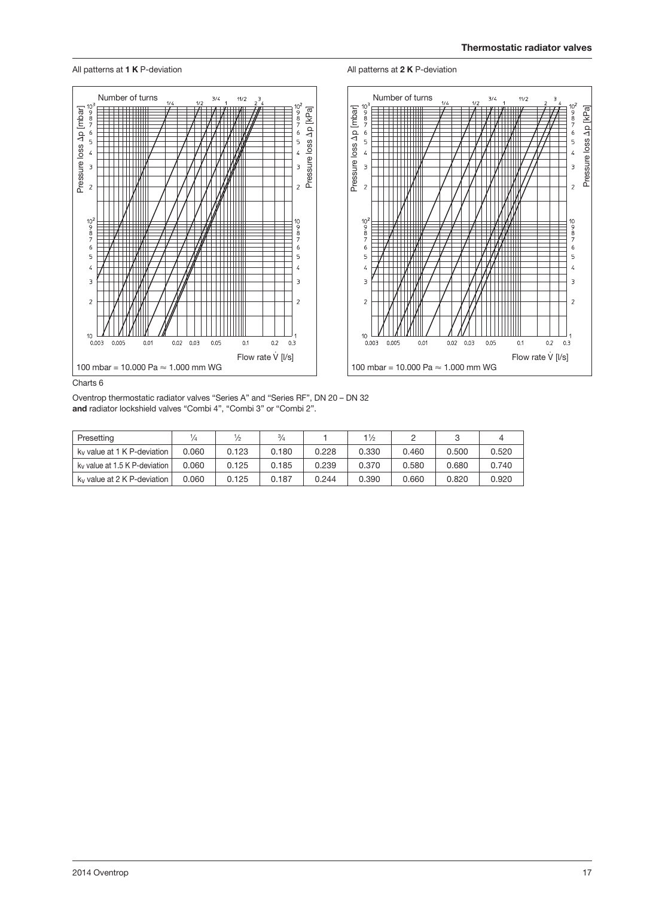All patterns at **1 K** P-deviation

All patterns at **2 K** P-deviation

Charts 6

Oventrop thermostatic radiator valves "Series A" and "Series RF", DN 20 – DN 32
**and** radiator lockshield valves "Combi 4", "Combi 3" or "Combi 2".

| Presetting | ¼ | ½ | ¾ | 1 | 1½ | 2 | 3 | 4 |
|---|---|---|---|---|---|---|---|---|
| $k_v$ value at 1 K P-deviation | 0.060 | 0.123 | 0.180 | 0.228 | 0.330 | 0.460 | 0.500 | 0.520 |
| $k_v$ value at 1.5 K P-deviation | 0.060 | 0.125 | 0.185 | 0.239 | 0.370 | 0.580 | 0.680 | 0.740 |
| $k_v$ value at 2 K P-deviation | 0.060 | 0.125 | 0.187 | 0.244 | 0.390 | 0.660 | 0.820 | 0.920 |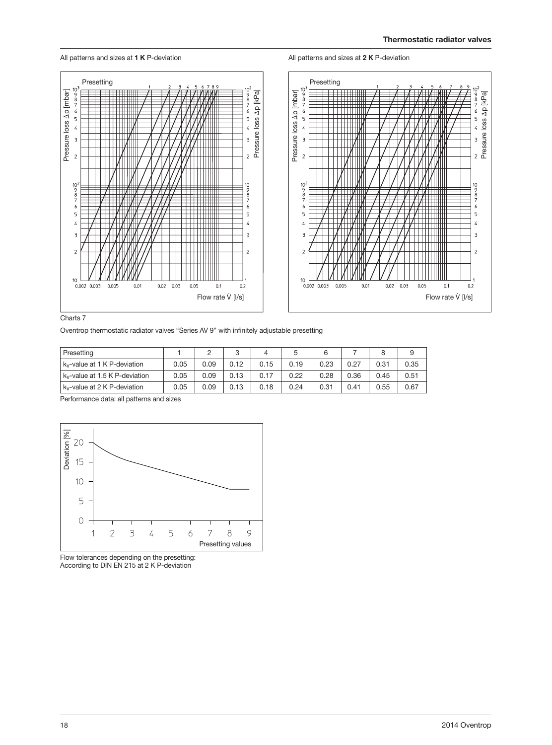All patterns and sizes at **1 K** P-deviation

All patterns and sizes at **2 K** P-deviation

Charts 7

Oventrop thermostatic radiator valves "Series AV 9" with infinitely adjustable presetting

| Presetting | 1 | 2 | 3 | 4 | 5 | 6 | 7 | 8 | 9 |
|---|---|---|---|---|---|---|---|---|---|
| $k_v$-value at 1 K P-deviation | 0.05 | 0.09 | 0.12 | 0.15 | 0.19 | 0.23 | 0.27 | 0.31 | 0.35 |
| $k_v$-value at 1.5 K P-deviation | 0.05 | 0.09 | 0.13 | 0.17 | 0.22 | 0.28 | 0.36 | 0.45 | 0.51 |
| $k_v$-value at 2 K P-deviation | 0.05 | 0.09 | 0.13 | 0.18 | 0.24 | 0.31 | 0.41 | 0.55 | 0.67 |

Performance data: all patterns and sizes

Flow tolerances depending on the presetting:
According to DIN EN 215 at 2 K P-deviation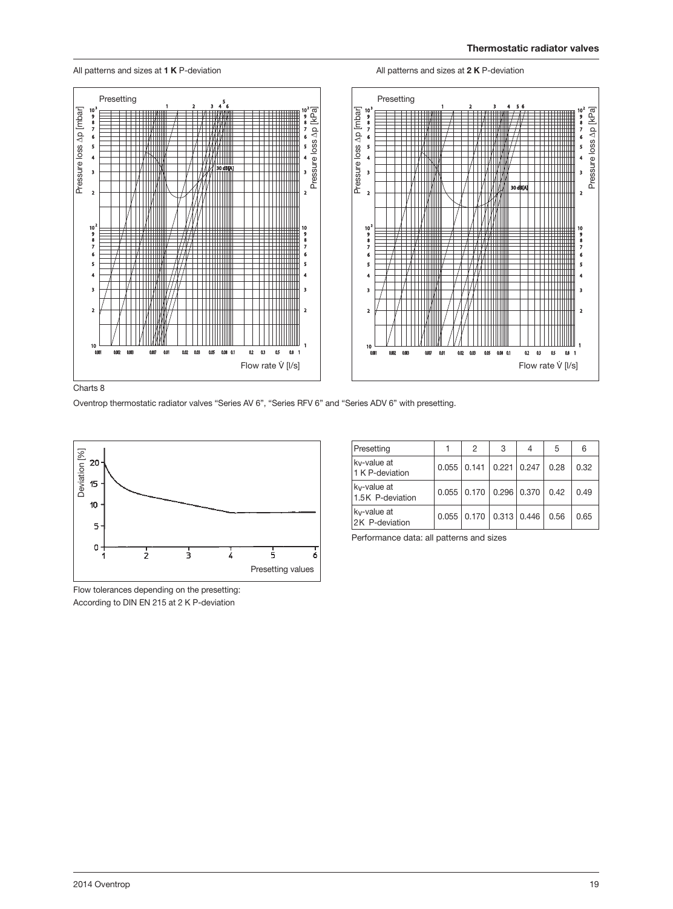All patterns and sizes at **1 K** P-deviation

All patterns and sizes at **2 K** P-deviation

Charts 8

Oventrop thermostatic radiator valves “Series AV 6”, “Series RFV 6” and “Series ADV 6” with presetting.

Flow tolerances depending on the presetting:
According to DIN EN 215 at 2 K P-deviation

| Presetting | 1 | 2 | 3 | 4 | 5 | 6 |
|---|---|---|---|---|---|---|
| $k_v$-value at 1 K P-deviation | 0.055 | 0.141 | 0.221 | 0.247 | 0.28 | 0.32 |
| $k_v$-value at 1.5K P-deviation | 0.055 | 0.170 | 0.296 | 0.370 | 0.42 | 0.49 |
| $k_v$-value at 2K P-deviation | 0.055 | 0.170 | 0.313 | 0.446 | 0.56 | 0.65 |

Performance data: all patterns and sizes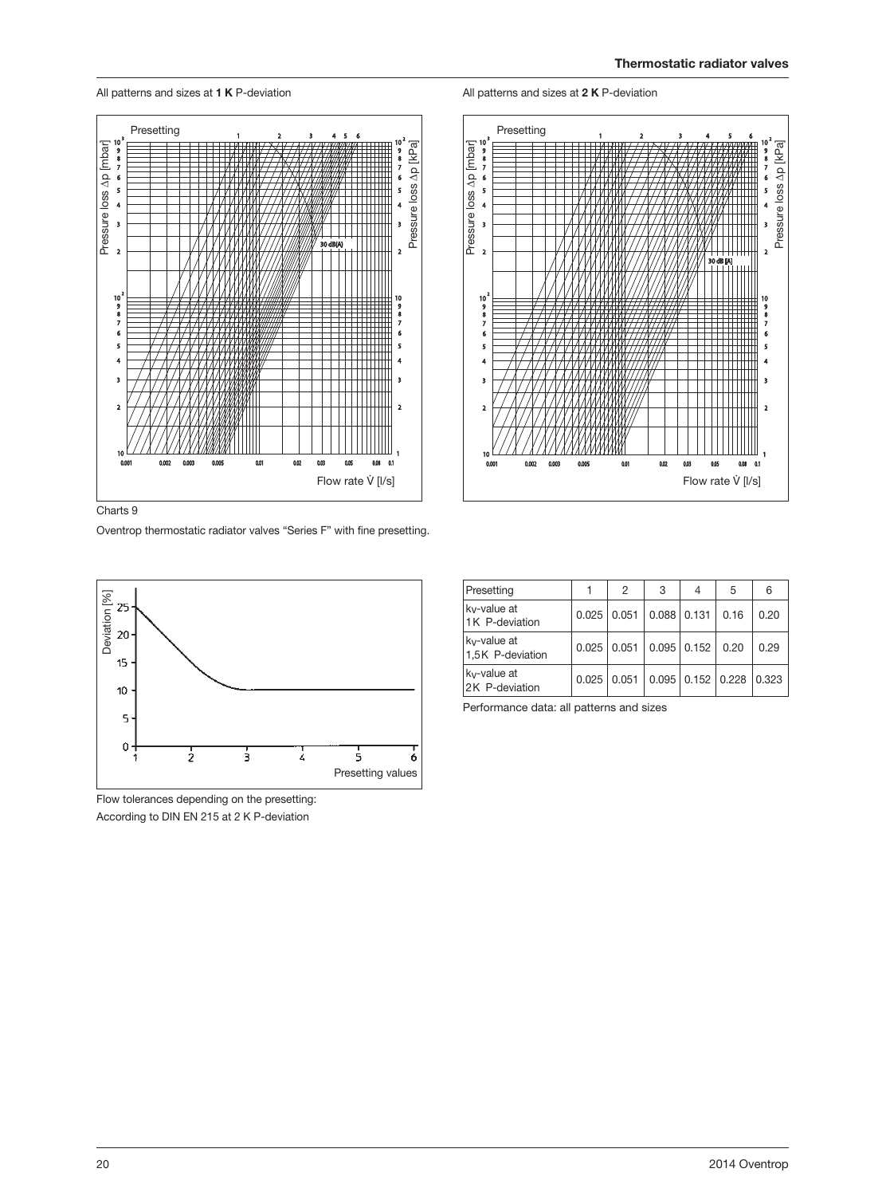All patterns and sizes at **1 K** P-deviation

All patterns and sizes at **2 K** P-deviation

Charts 9

Oventrop thermostatic radiator valves "Series F" with fine presetting.

Flow tolerances depending on the presetting:
According to DIN EN 215 at 2 K P-deviation

| Presetting | 1 | 2 | 3 | 4 | 5 | 6 |
|---|---|---|---|---|---|---|
| $k_V$-value at 1K P-deviation | 0.025 | 0.051 | 0.088 | 0.131 | 0.16 | 0.20 |
| $k_V$-value at 1,5K P-deviation | 0.025 | 0.051 | 0.095 | 0.152 | 0.20 | 0.29 |
| $k_V$-value at 2K P-deviation | 0.025 | 0.051 | 0.095 | 0.152 | 0.228 | 0.323 |

Performance data: all patterns and sizes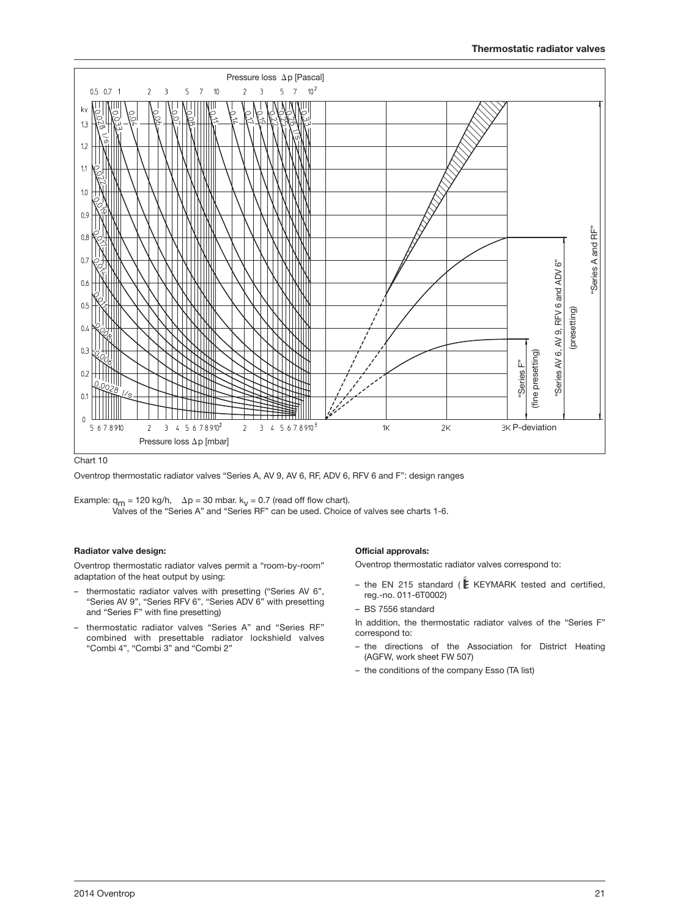Chart 10

Oventrop thermostatic radiator valves "Series A, AV 9, AV 6, RF, ADV 6, RFV 6 and F": design ranges

Example: $q_m$ = 120 kg/h, $\Delta p$ = 30 mbar. $k_v$ = 0.7 (read off flow chart).
Valves of the "Series A" and "Series RF" can be used. Choice of valves see charts 1-6.

**Radiator valve design:**

Oventrop thermostatic radiator valves permit a "room-by-room" adaptation of the heat output by using:

- thermostatic radiator valves with presetting ("Series AV 6", "Series AV 9", "Series RFV 6", "Series ADV 6" with presetting and "Series F" with fine presetting)
- thermostatic radiator valves "Series A" and "Series RF" combined with presettable radiator lockshield valves "Combi 4", "Combi 3" and "Combi 2"

**Official approvals:**

Oventrop thermostatic radiator valves correspond to:

- the EN 215 standard ( KEYMARK tested and certified, reg.-no. 011-6T0002)
- BS 7556 standard

In addition, the thermostatic radiator valves of the "Series F" correspond to:

- the directions of the Association for District Heating (AGFW, work sheet FW 507)
- the conditions of the company Esso (TA list)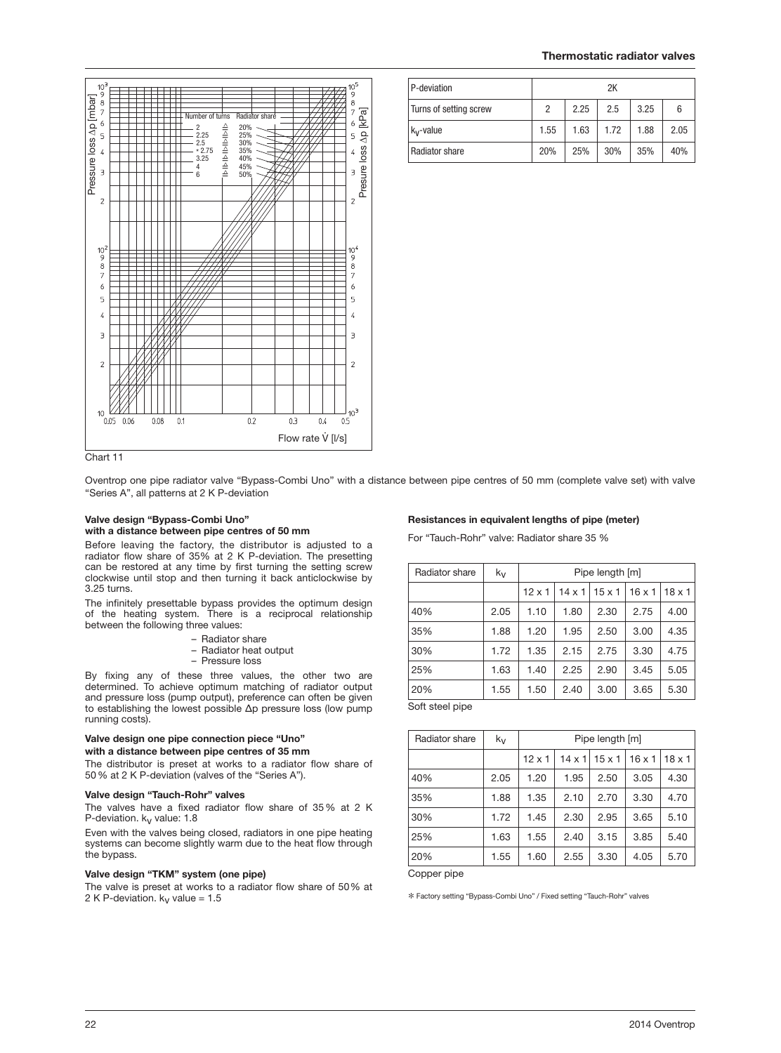## Thermostatic radiator valves

| P-deviation | 2K | | | | |
|---|---|---|---|---|---|
| Turns of setting screw | 2 | 2.25 | 2.5 | 3.25 | 6 |
| $k_V$-value | 1.55 | 1.63 | 1.72 | 1.88 | 2.05 |
| Radiator share | 20% | 25% | 30% | 35% | 40% |

Chart 11

Oventrop one pipe radiator valve "Bypass-Combi Uno" with a distance between pipe centres of 50 mm (complete valve set) with valve "Series A", all patterns at 2 K P-deviation

### Valve design "Bypass-Combi Uno" with a distance between pipe centres of 50 mm

Before leaving the factory, the distributor is adjusted to a radiator flow share of 35% at 2 K P-deviation. The presetting can be restored at any time by first turning the setting screw clockwise until stop and then turning it back anticlockwise by 3.25 turns.

The infinitely presettable bypass provides the optimum design of the heating system. There is a reciprocal relationship between the following three values:

- Radiator share
- Radiator heat output
- Pressure loss

By fixing any of these three values, the other two are determined. To achieve optimum matching of radiator output and pressure loss (pump output), preference can often be given to establishing the lowest possible Δp pressure loss (low pump running costs).

### Valve design one pipe connection piece "Uno" with a distance between pipe centres of 35 mm

The distributor is preset at works to a radiator flow share of 50 % at 2 K P-deviation (valves of the "Series A").

### Valve design "Tauch-Rohr" valves

The valves have a fixed radiator flow share of 35 % at 2 K P-deviation. $k_V$ value: 1.8

Even with the valves being closed, radiators in one pipe heating systems can become slightly warm due to the heat flow through the bypass.

### Valve design "TKM" system (one pipe)

The valve is preset at works to a radiator flow share of 50 % at 2 K P-deviation. $k_V$ value = 1.5

### Resistances in equivalent lengths of pipe (meter)

For "Tauch-Rohr" valve: Radiator share 35 %

| Radiator share | $k_V$ | Pipe length [m] | | | | |
|---|---|---|---|---|---|---|
| | | 12 x 1 | 14 x 1 | 15 x 1 | 16 x 1 | 18 x 1 |
| 40% | 2.05 | 1.10 | 1.80 | 2.30 | 2.75 | 4.00 |
| 35% | 1.88 | 1.20 | 1.95 | 2.50 | 3.00 | 4.35 |
| 30% | 1.72 | 1.35 | 2.15 | 2.75 | 3.30 | 4.75 |
| 25% | 1.63 | 1.40 | 2.25 | 2.90 | 3.45 | 5.05 |
| 20% | 1.55 | 1.50 | 2.40 | 3.00 | 3.65 | 5.30 |

Soft steel pipe

| Radiator share | $k_V$ | Pipe length [m] | | | | |
|---|---|---|---|---|---|---|
| | | 12 x 1 | 14 x 1 | 15 x 1 | 16 x 1 | 18 x 1 |
| 40% | 2.05 | 1.20 | 1.95 | 2.50 | 3.05 | 4.30 |
| 35% | 1.88 | 1.35 | 2.10 | 2.70 | 3.30 | 4.70 |
| 30% | 1.72 | 1.45 | 2.30 | 2.95 | 3.65 | 5.10 |
| 25% | 1.63 | 1.55 | 2.40 | 3.15 | 3.85 | 5.40 |
| 20% | 1.55 | 1.60 | 2.55 | 3.30 | 4.05 | 5.70 |

Copper pipe

* Factory setting "Bypass-Combi Uno" / Fixed setting "Tauch-Rohr" valves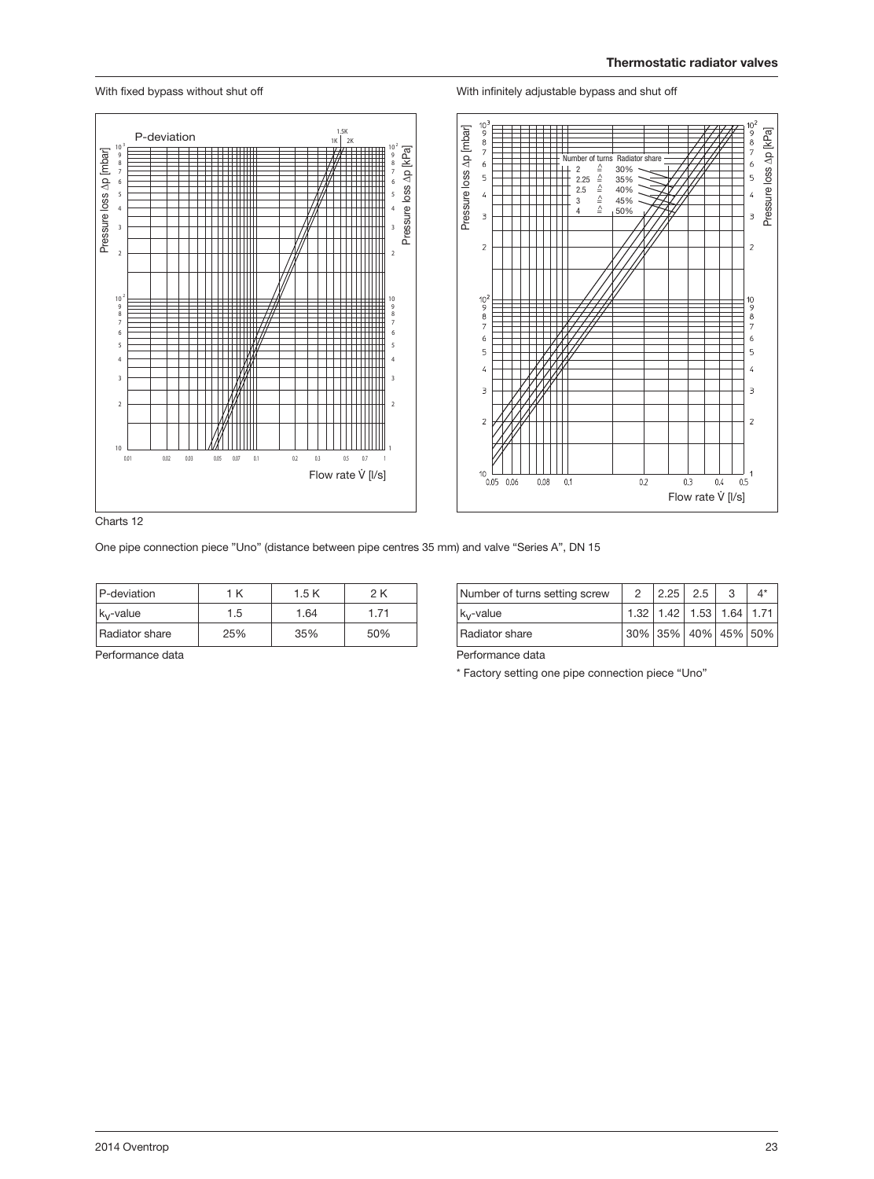With fixed bypass without shut off

With infinitely adjustable bypass and shut off

Charts 12

One pipe connection piece "Uno" (distance between pipe centres 35 mm) and valve "Series A", DN 15

| P-deviation | 1 K | 1.5 K | 2 K |
|---|---|---|---|
| $k_v$-value | 1.5 | 1.64 | 1.71 |
| Radiator share | 25% | 35% | 50% |

Performance data

| Number of turns setting screw | 2 | 2.25 | 2.5 | 3 | 4* |
|---|---|---|---|---|---|
| $k_v$-value | 1.32 | 1.42 | 1.53 | 1.64 | 1.71 |
| Radiator share | 30% | 35% | 40% | 45% | 50% |

Performance data

* Factory setting one pipe connection piece "Uno"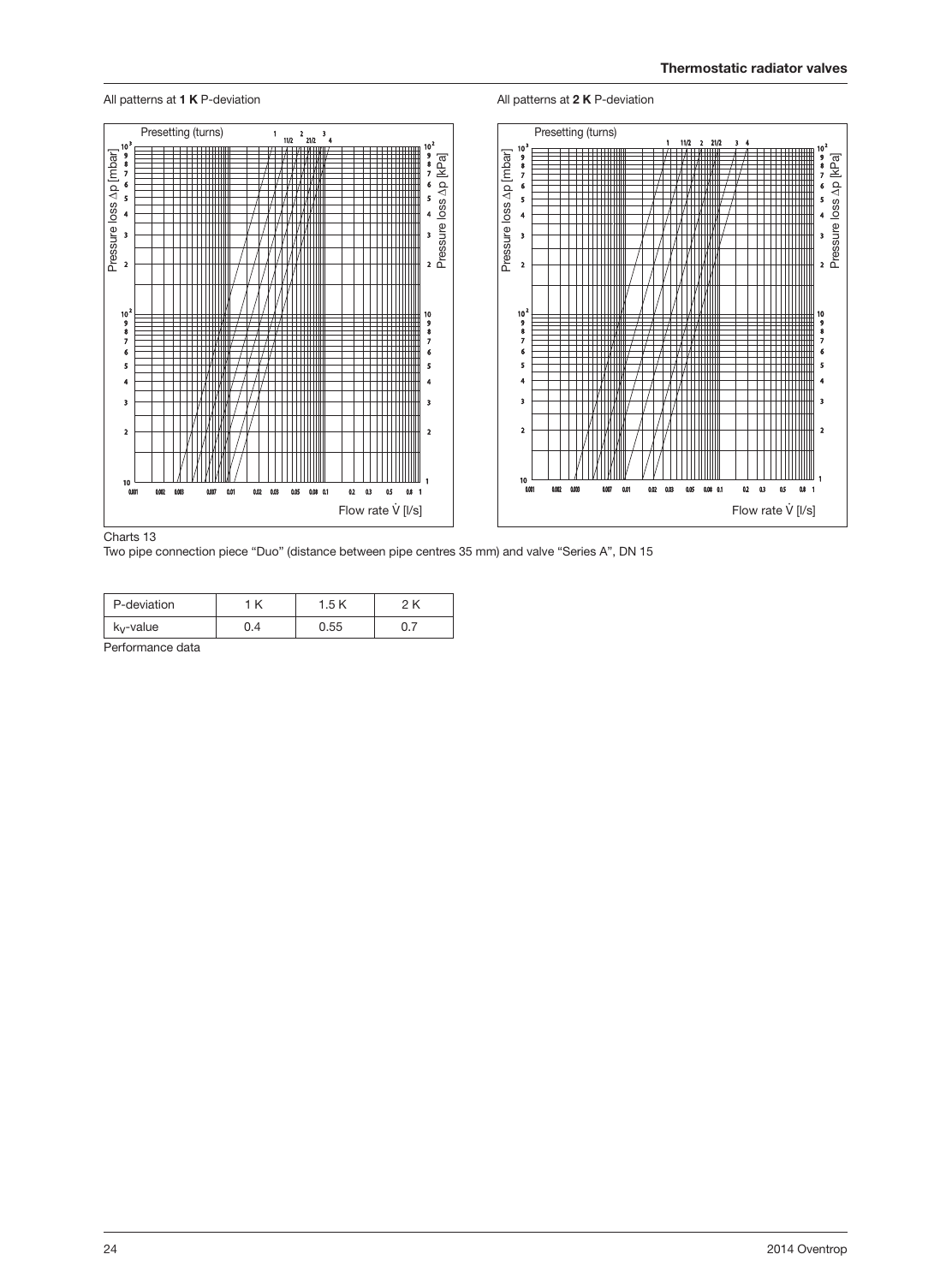All patterns at **1 K** P-deviation

All patterns at **2 K** P-deviation

Charts 13

Two pipe connection piece "Duo" (distance between pipe centres 35 mm) and valve "Series A", DN 15

| P-deviation | 1 K | 1.5 K | 2 K |
|---|---|---|---|
| $k_V$-value | 0.4 | 0.55 | 0.7 |

Performance data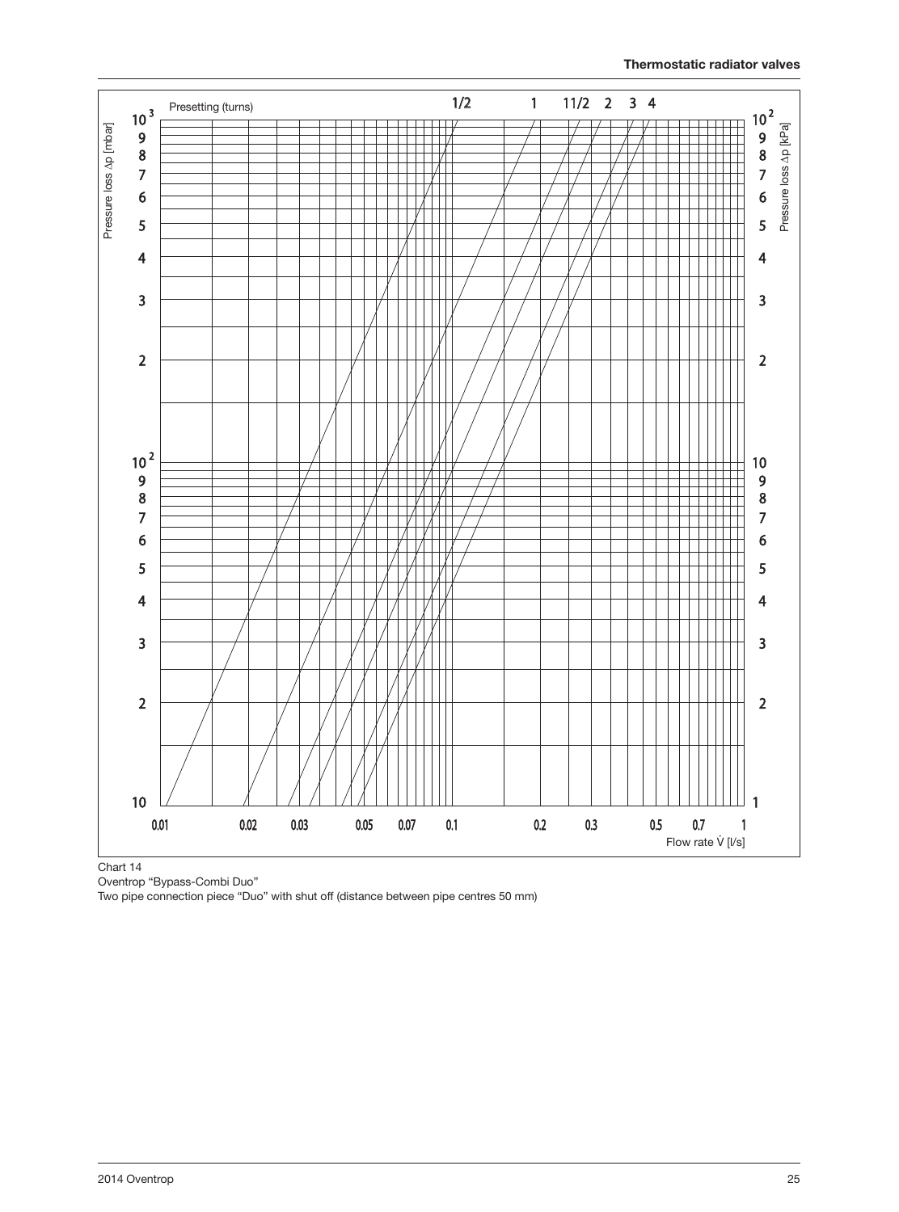Presetting (turns)

1/2 1 11/2 2 3 4

Pressure loss Δp [mbar]

$10^3$, 9, 8, 7, 6, 5, 4, 3, 2, $10^2$, 9, 8, 7, 6, 5, 4, 3, 2, 10

Pressure loss Δp [kPa]

$10^2$, 9, 8, 7, 6, 5, 4, 3, 2, 10, 9, 8, 7, 6, 5, 4, 3, 2, 1

0.01 0.02 0.03 0.05 0.07 0.1 0.2 0.3 0.5 0.7 1

Flow rate $\dot{V}$ [l/s]

Chart 14
Oventrop "Bypass-Combi Duo"
Two pipe connection piece "Duo" with shut off (distance between pipe centres 50 mm)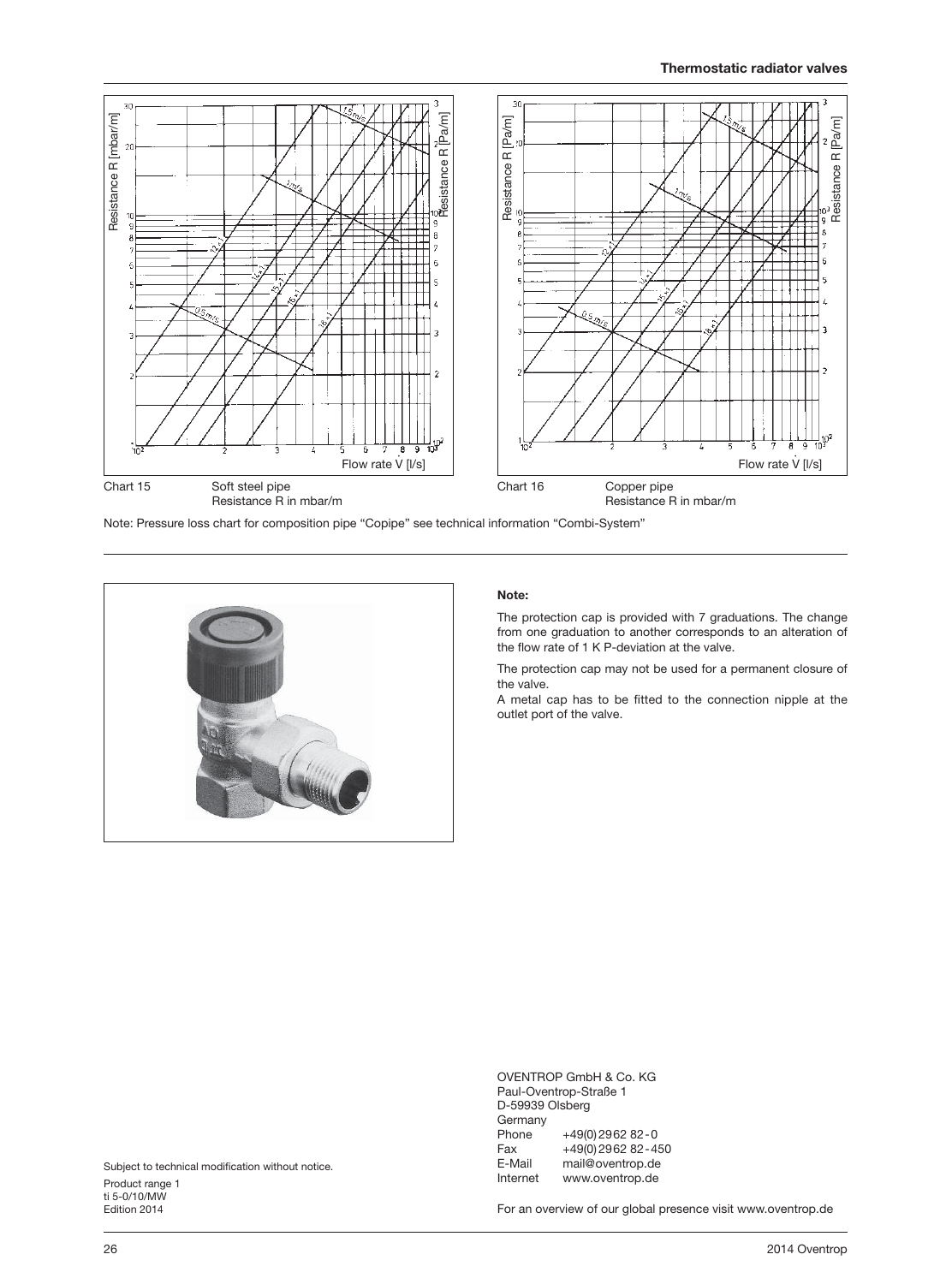Resistance R [mbar/m]

Resistance R [Pa/m]

30
20
10
9
8
7
6
5
4
3
2
1

1.5 m/s
1 m/s
0.5 m/s

12x1
14x1
15x1
16x1
18x1

3
2
$10^3$
9
8
7
6
5
4
3
2
$10^2$

$10^2$ 2 3 4 5 6 7 8 9 $10^3$

Flow rate $\dot{V}$ [l/s]

Chart 15 Soft steel pipe
Resistance R in mbar/m

Resistance R [Pa/m]

Resistance R [Pa/m]

30
20
10
9
8
7
6
5
4
3
2
1

1.5 m/s
1 m/s
0.5 m/s

12x1
14x1
15x1
16x1
18x1

3
2
$10^3$
9
8
7
6
5
4
3
2
$10^2$

$10^2$ 2 3 4 5 6 7 8 9 $10^3$

Flow rate $\dot{V}$ [l/s]

Chart 16 Copper pipe
Resistance R in mbar/m

Note: Pressure loss chart for composition pipe "Copipe" see technical information "Combi-System"

**Note:**

The protection cap is provided with 7 graduations. The change from one graduation to another corresponds to an alteration of the flow rate of 1 K P-deviation at the valve.

The protection cap may not be used for a permanent closure of the valve.
A metal cap has to be fitted to the connection nipple at the outlet port of the valve.

Subject to technical modification without notice.

Product range 1
ti 5-0/10/MW
Edition 2014

OVENTROP GmbH & Co. KG
Paul-Oventrop-Straße 1
D-59939 Olsberg
Germany
Phone +49(0)2962 82-0
Fax +49(0)2962 82-450
E-Mail mail@oventrop.de
Internet www.oventrop.de

For an overview of our global presence visit www.oventrop.de